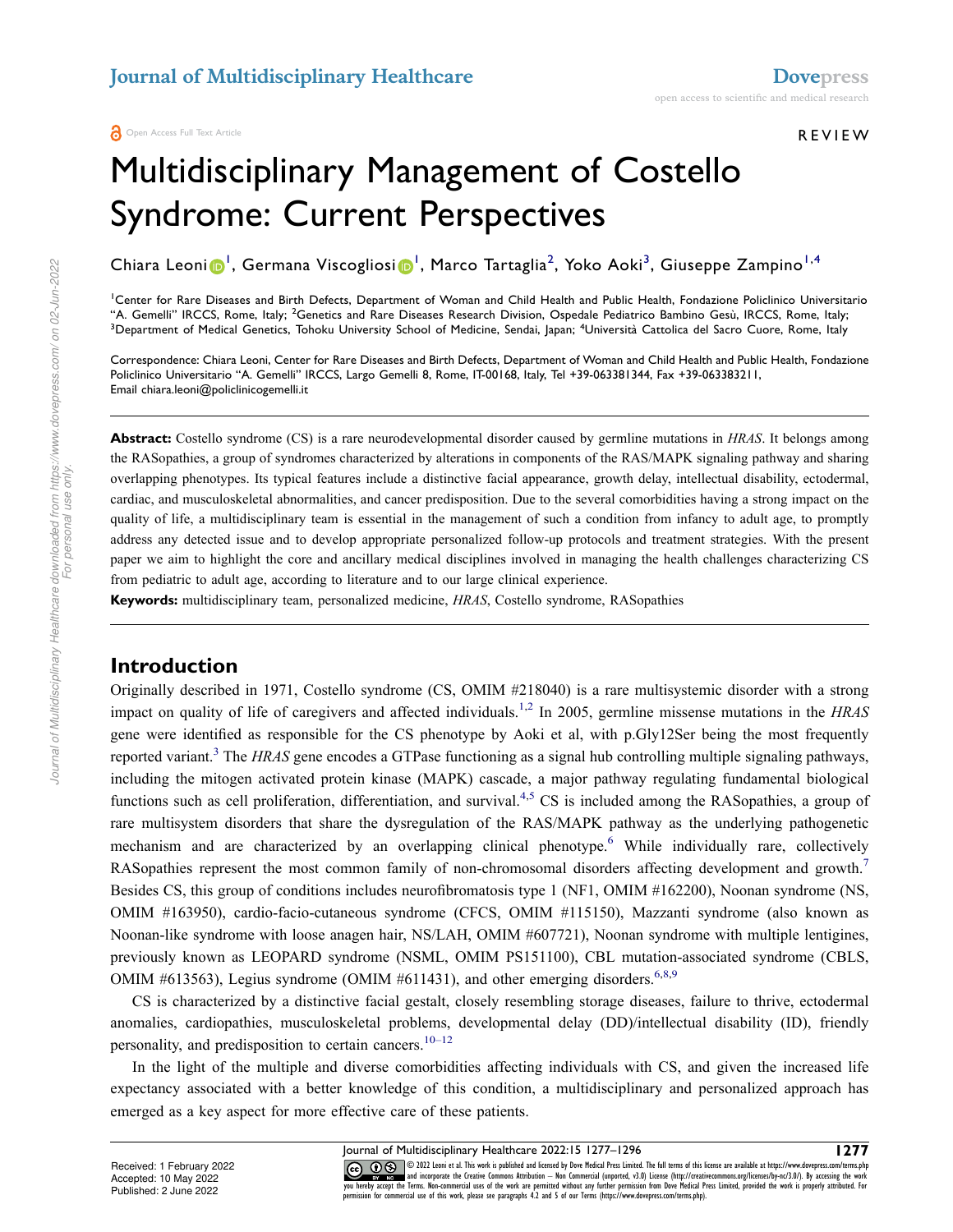Open Access Full Text Article

REVIEW

# Multidisciplinary Management of Costello Syndrome: Current Perspectives

Chiara Leoni[1], Germana Viscogliosi[1], Marco Tartaglia[2], Yoko Aoki[3], Giuseppe Zampino[1,4]

[1]Center for Rare Diseases and Birth Defects, Department of Woman and Child Health and Public Health, Fondazione Policlinico Universitario "A. Gemelli" IRCCS, Rome, Italy; [2]Genetics and Rare Diseases Research Division, Ospedale Pediatrico Bambino Gesù, IRCCS, Rome, Italy; [3]Department of Medical Genetics, Tohoku University School of Medicine, Sendai, Japan; [4]Università Cattolica del Sacro Cuore, Rome, Italy

Correspondence: Chiara Leoni, Center for Rare Diseases and Birth Defects, Department of Woman and Child Health and Public Health, Fondazione Policlinico Universitario "A. Gemelli" IRCCS, Largo Gemelli 8, Rome, IT-00168, Italy, Tel +39-063381344, Fax +39-063383211, Email chiara.leoni@policlinicogemelli.it

**Abstract:** Costello syndrome (CS) is a rare neurodevelopmental disorder caused by germline mutations in *HRAS*. It belongs among the RASopathies, a group of syndromes characterized by alterations in components of the RAS/MAPK signaling pathway and sharing overlapping phenotypes. Its typical features include a distinctive facial appearance, growth delay, intellectual disability, ectodermal, cardiac, and musculoskeletal abnormalities, and cancer predisposition. Due to the several comorbidities having a strong impact on the quality of life, a multidisciplinary team is essential in the management of such a condition from infancy to adult age, to promptly address any detected issue and to develop appropriate personalized follow-up protocols and treatment strategies. With the present paper we aim to highlight the core and ancillary medical disciplines involved in managing the health challenges characterizing CS from pediatric to adult age, according to literature and to our large clinical experience.

**Keywords:** multidisciplinary team, personalized medicine, *HRAS*, Costello syndrome, RASopathies

## Introduction

Originally described in 1971, Costello syndrome (CS, OMIM #218040) is a rare multisystemic disorder with a strong impact on quality of life of caregivers and affected individuals.[1,2] In 2005, germline missense mutations in the *HRAS* gene were identified as responsible for the CS phenotype by Aoki et al, with p.Gly12Ser being the most frequently reported variant.[3] The *HRAS* gene encodes a GTPase functioning as a signal hub controlling multiple signaling pathways, including the mitogen activated protein kinase (MAPK) cascade, a major pathway regulating fundamental biological functions such as cell proliferation, differentiation, and survival.[4,5] CS is included among the RASopathies, a group of rare multisystem disorders that share the dysregulation of the RAS/MAPK pathway as the underlying pathogenetic mechanism and are characterized by an overlapping clinical phenotype.[6] While individually rare, collectively RASopathies represent the most common family of non-chromosomal disorders affecting development and growth.[7] Besides CS, this group of conditions includes neurofibromatosis type 1 (NF1, OMIM #162200), Noonan syndrome (NS, OMIM #163950), cardio-facio-cutaneous syndrome (CFCS, OMIM #115150), Mazzanti syndrome (also known as Noonan-like syndrome with loose anagen hair, NS/LAH, OMIM #607721), Noonan syndrome with multiple lentigines, previously known as LEOPARD syndrome (NSML, OMIM PS151100), CBL mutation-associated syndrome (CBLS, OMIM #613563), Legius syndrome (OMIM #611431), and other emerging disorders.[6,8,9]

CS is characterized by a distinctive facial gestalt, closely resembling storage diseases, failure to thrive, ectodermal anomalies, cardiopathies, musculoskeletal problems, developmental delay (DD)/intellectual disability (ID), friendly personality, and predisposition to certain cancers.[10–12]

In the light of the multiple and diverse comorbidities affecting individuals with CS, and given the increased life expectancy associated with a better knowledge of this condition, a multidisciplinary and personalized approach has emerged as a key aspect for more effective care of these patients.

Received: 1 February 2022
Accepted: 10 May 2022
Published: 2 June 2022

© 2022 Leoni et al. This work is published and licensed by Dove Medical Press Limited. The full terms of this license are available at https://www.dovepress.com/terms.php and incorporate the Creative Commons Attribution – Non Commercial (unported, v3.0) License (http://creativecommons.org/licenses/by-nc/3.0/). By accessing the work you hereby accept the Terms. Non-commercial uses of the work are permitted without any further permission from Dove Medical Press Limited, provided the work is properly attributed. For permission for commercial use of this work, please see paragraphs 4.2 and 5 of our Terms (https://www.dovepress.com/terms.php).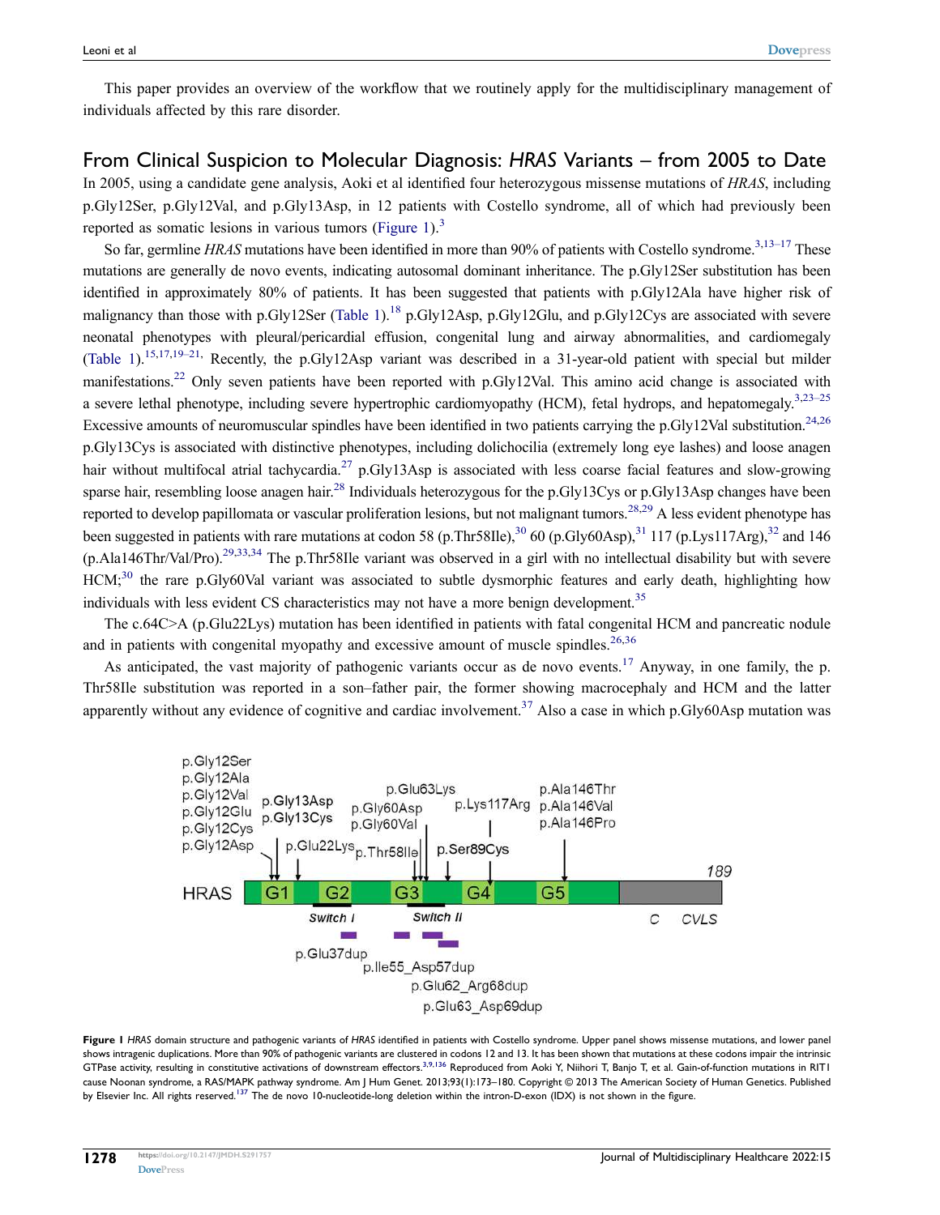This paper provides an overview of the workflow that we routinely apply for the multidisciplinary management of individuals affected by this rare disorder.

## From Clinical Suspicion to Molecular Diagnosis: *HRAS* Variants – from 2005 to Date

In 2005, using a candidate gene analysis, Aoki et al identified four heterozygous missense mutations of *HRAS*, including p.Gly12Ser, p.Gly12Val, and p.Gly13Asp, in 12 patients with Costello syndrome, all of which had previously been reported as somatic lesions in various tumors (Figure 1).[3]

So far, germline *HRAS* mutations have been identified in more than 90% of patients with Costello syndrome.[3,13–17] These mutations are generally de novo events, indicating autosomal dominant inheritance. The p.Gly12Ser substitution has been identified in approximately 80% of patients. It has been suggested that patients with p.Gly12Ala have higher risk of malignancy than those with p.Gly12Ser (Table 1).[18] p.Gly12Asp, p.Gly12Glu, and p.Gly12Cys are associated with severe neonatal phenotypes with pleural/pericardial effusion, congenital lung and airway abnormalities, and cardiomegaly (Table 1).[15,17,19–21]. Recently, the p.Gly12Asp variant was described in a 31-year-old patient with special but milder manifestations.[22] Only seven patients have been reported with p.Gly12Val. This amino acid change is associated with a severe lethal phenotype, including severe hypertrophic cardiomyopathy (HCM), fetal hydrops, and hepatomegaly.[3,23–25] Excessive amounts of neuromuscular spindles have been identified in two patients carrying the p.Gly12Val substitution.[24,26] p.Gly13Cys is associated with distinctive phenotypes, including dolichocilia (extremely long eye lashes) and loose anagen hair without multifocal atrial tachycardia.[27] p.Gly13Asp is associated with less coarse facial features and slow-growing sparse hair, resembling loose anagen hair.[28] Individuals heterozygous for the p.Gly13Cys or p.Gly13Asp changes have been reported to develop papillomata or vascular proliferation lesions, but not malignant tumors.[28,29] A less evident phenotype has been suggested in patients with rare mutations at codon 58 (p.Thr58Ile),[30] 60 (p.Gly60Asp),[31] 117 (p.Lys117Arg),[32] and 146 (p.Ala146Thr/Val/Pro).[29,33,34] The p.Thr58Ile variant was observed in a girl with no intellectual disability but with severe HCM;[30] the rare p.Gly60Val variant was associated to subtle dysmorphic features and early death, highlighting how individuals with less evident CS characteristics may not have a more benign development.[35]

The c.64C>A (p.Glu22Lys) mutation has been identified in patients with fatal congenital HCM and pancreatic nodule and in patients with congenital myopathy and excessive amount of muscle spindles.[26,36]

As anticipated, the vast majority of pathogenic variants occur as de novo events.[17] Anyway, in one family, the p. Thr58Ile substitution was reported in a son–father pair, the former showing macrocephaly and HCM and the latter apparently without any evidence of cognitive and cardiac involvement.[37] Also a case in which p.Gly60Asp mutation was

**Figure 1** *HRAS* domain structure and pathogenic variants of *HRAS* identified in patients with Costello syndrome. Upper panel shows missense mutations, and lower panel shows intragenic duplications. More than 90% of pathogenic variants are clustered in codons 12 and 13. It has been shown that mutations at these codons impair the intrinsic GTPase activity, resulting in constitutive activations of downstream effectors.[3,9,136] Reproduced from Aoki Y, Niihori T, Banjo T, et al. Gain-of-function mutations in RIT1 cause Noonan syndrome, a RAS/MAPK pathway syndrome. Am J Hum Genet. 2013;93(1):173–180. Copyright © 2013 The American Society of Human Genetics. Published by Elsevier Inc. All rights reserved.[137] The de novo 10-nucleotide-long deletion within the intron-D-exon (IDX) is not shown in the figure.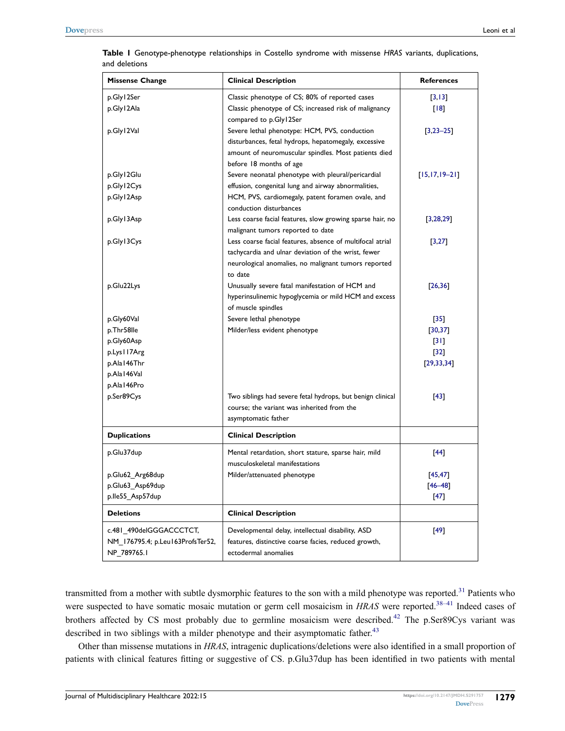**Table 1** Genotype-phenotype relationships in Costello syndrome with missense *HRAS* variants, duplications, and deletions

| Missense Change | Clinical Description | References |
|---|---|---|
| p.Gly12Ser | Classic phenotype of CS; 80% of reported cases | [3,13] |
| p.Gly12Ala | Classic phenotype of CS; increased risk of malignancy compared to p.Gly12Ser | [18] |
| p.Gly12Val | Severe lethal phenotype: HCM, PVS, conduction disturbances, fetal hydrops, hepatomegaly, excessive amount of neuromuscular spindles. Most patients died before 18 months of age | [3,23–25] |
| p.Gly12Glu<br>p.Gly12Cys<br>p.Gly12Asp | Severe neonatal phenotype with pleural/pericardial effusion, congenital lung and airway abnormalities, HCM, PVS, cardiomegaly, patent foramen ovale, and conduction disturbances | [15,17,19–21] |
| p.Gly13Asp | Less coarse facial features, slow growing sparse hair, no malignant tumors reported to date | [3,28,29] |
| p.Gly13Cys | Less coarse facial features, absence of multifocal atrial tachycardia and ulnar deviation of the wrist, fewer neurological anomalies, no malignant tumors reported to date | [3,27] |
| p.Glu22Lys | Unusually severe fatal manifestation of HCM and hyperinsulinemic hypoglycemia or mild HCM and excess of muscle spindles | [26,36] |
| p.Gly60Val | Severe lethal phenotype | [35] |
| p.Thr58Ile | Milder/less evident phenotype | [30,37] |
| p.Gly60Asp | | [31] |
| p.Lys117Arg | | [32] |
| p.Ala146Thr | | [29,33,34] |
| p.Ala146Val | | |
| p.Ala146Pro | | |
| p.Ser89Cys | Two siblings had severe fetal hydrops, but benign clinical course; the variant was inherited from the asymptomatic father | [43] |
| **Duplications** | **Clinical Description** | |
| p.Glu37dup | Mental retardation, short stature, sparse hair, mild musculoskeletal manifestations | [44] |
| p.Glu62_Arg68dup | Milder/attenuated phenotype | [45,47] |
| p.Glu63_Asp69dup | | [46–48] |
| p.Ile55_Asp57dup | | [47] |
| **Deletions** | **Clinical Description** | |
| c.481_490delGGGACCCTCT, NM_176795.4; p.Leu163ProfsTer52, NP_789765.1 | Developmental delay, intellectual disability, ASD features, distinctive coarse facies, reduced growth, ectodermal anomalies | [49] |

transmitted from a mother with subtle dysmorphic features to the son with a mild phenotype was reported.[31] Patients who were suspected to have somatic mosaic mutation or germ cell mosaicism in *HRAS* were reported.[38–41] Indeed cases of brothers affected by CS most probably due to germline mosaicism were described.[42] The p.Ser89Cys variant was described in two siblings with a milder phenotype and their asymptomatic father.[43]

Other than missense mutations in *HRAS*, intragenic duplications/deletions were also identified in a small proportion of patients with clinical features fitting or suggestive of CS. p.Glu37dup has been identified in two patients with mental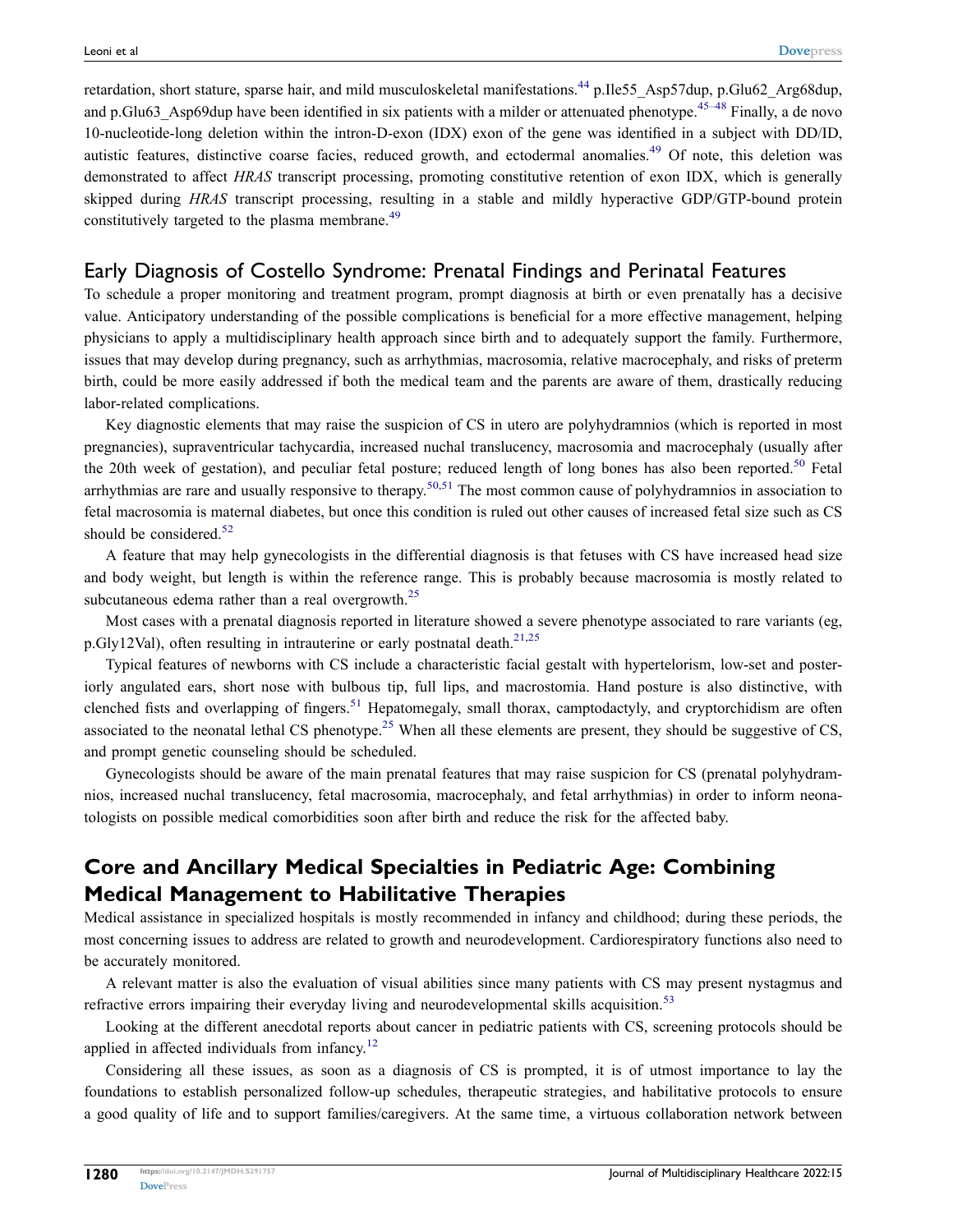retardation, short stature, sparse hair, and mild musculoskeletal manifestations.[44] p.Ile55_Asp57dup, p.Glu62_Arg68dup, and p.Glu63_Asp69dup have been identified in six patients with a milder or attenuated phenotype.[45–48] Finally, a de novo 10-nucleotide-long deletion within the intron-D-exon (IDX) exon of the gene was identified in a subject with DD/ID, autistic features, distinctive coarse facies, reduced growth, and ectodermal anomalies.[49] Of note, this deletion was demonstrated to affect *HRAS* transcript processing, promoting constitutive retention of exon IDX, which is generally skipped during *HRAS* transcript processing, resulting in a stable and mildly hyperactive GDP/GTP-bound protein constitutively targeted to the plasma membrane.[49]

## Early Diagnosis of Costello Syndrome: Prenatal Findings and Perinatal Features

To schedule a proper monitoring and treatment program, prompt diagnosis at birth or even prenatally has a decisive value. Anticipatory understanding of the possible complications is beneficial for a more effective management, helping physicians to apply a multidisciplinary health approach since birth and to adequately support the family. Furthermore, issues that may develop during pregnancy, such as arrhythmias, macrosomia, relative macrocephaly, and risks of preterm birth, could be more easily addressed if both the medical team and the parents are aware of them, drastically reducing labor-related complications.

Key diagnostic elements that may raise the suspicion of CS in utero are polyhydramnios (which is reported in most pregnancies), supraventricular tachycardia, increased nuchal translucency, macrosomia and macrocephaly (usually after the 20th week of gestation), and peculiar fetal posture; reduced length of long bones has also been reported.[50] Fetal arrhythmias are rare and usually responsive to therapy.[50,51] The most common cause of polyhydramnios in association to fetal macrosomia is maternal diabetes, but once this condition is ruled out other causes of increased fetal size such as CS should be considered.[52]

A feature that may help gynecologists in the differential diagnosis is that fetuses with CS have increased head size and body weight, but length is within the reference range. This is probably because macrosomia is mostly related to subcutaneous edema rather than a real overgrowth.[25]

Most cases with a prenatal diagnosis reported in literature showed a severe phenotype associated to rare variants (eg, p.Gly12Val), often resulting in intrauterine or early postnatal death.[21,25]

Typical features of newborns with CS include a characteristic facial gestalt with hypertelorism, low-set and posteriorly angulated ears, short nose with bulbous tip, full lips, and macrostomia. Hand posture is also distinctive, with clenched fists and overlapping of fingers.[51] Hepatomegaly, small thorax, camptodactyly, and cryptorchidism are often associated to the neonatal lethal CS phenotype.[25] When all these elements are present, they should be suggestive of CS, and prompt genetic counseling should be scheduled.

Gynecologists should be aware of the main prenatal features that may raise suspicion for CS (prenatal polyhydramnios, increased nuchal translucency, fetal macrosomia, macrocephaly, and fetal arrhythmias) in order to inform neonatologists on possible medical comorbidities soon after birth and reduce the risk for the affected baby.

## Core and Ancillary Medical Specialties in Pediatric Age: Combining Medical Management to Habilitative Therapies

Medical assistance in specialized hospitals is mostly recommended in infancy and childhood; during these periods, the most concerning issues to address are related to growth and neurodevelopment. Cardiorespiratory functions also need to be accurately monitored.

A relevant matter is also the evaluation of visual abilities since many patients with CS may present nystagmus and refractive errors impairing their everyday living and neurodevelopmental skills acquisition.[53]

Looking at the different anecdotal reports about cancer in pediatric patients with CS, screening protocols should be applied in affected individuals from infancy.[12]

Considering all these issues, as soon as a diagnosis of CS is prompted, it is of utmost importance to lay the foundations to establish personalized follow-up schedules, therapeutic strategies, and habilitative protocols to ensure a good quality of life and to support families/caregivers. At the same time, a virtuous collaboration network between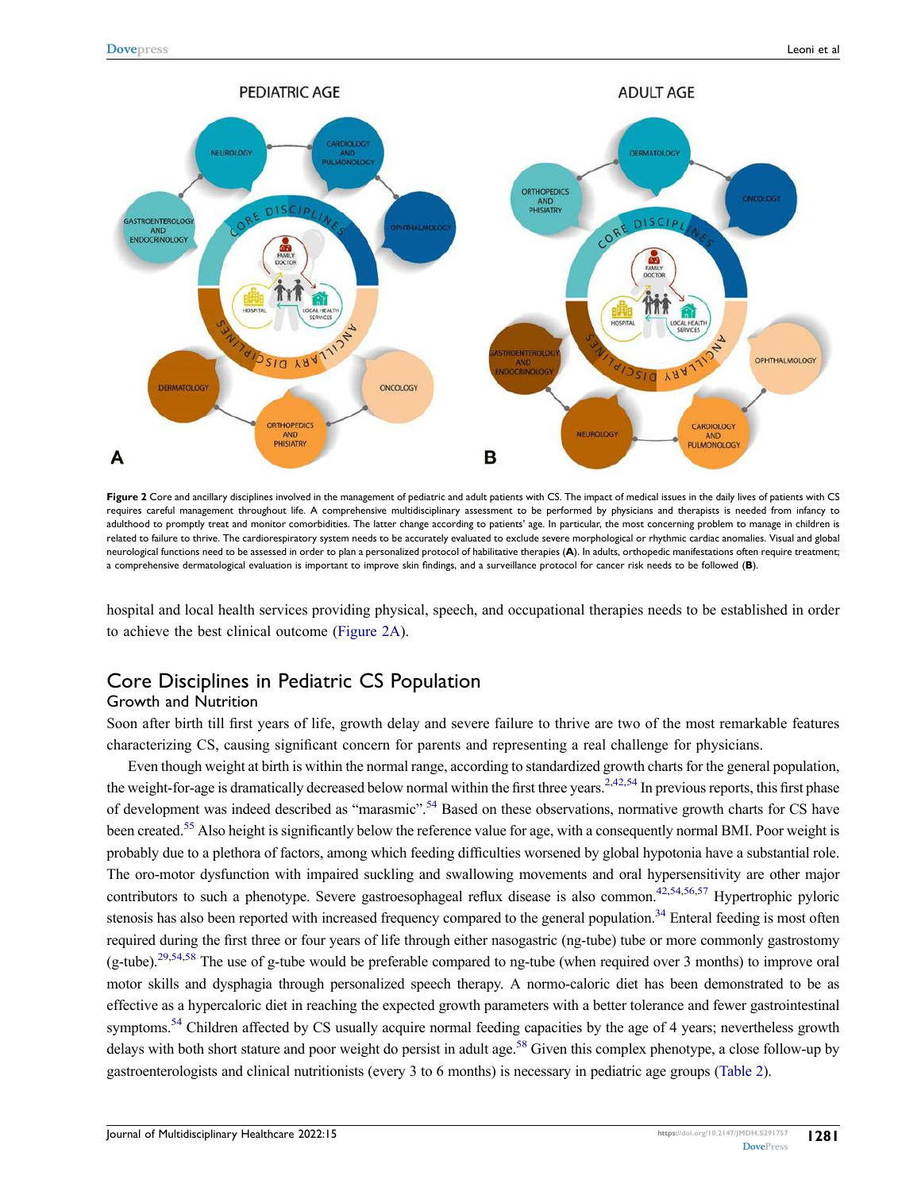Figure 2 Core and ancillary disciplines involved in the management of pediatric and adult patients with CS. The impact of medical issues in the daily lives of patients with CS requires careful management throughout life. A comprehensive multidisciplinary assessment to be performed by physicians and therapists is needed from infancy to adulthood to promptly treat and monitor comorbidities. The latter change according to patients' age. In particular, the most concerning problem to manage in children is related to failure to thrive. The cardiorespiratory system needs to be accurately evaluated to exclude severe morphological or rhythmic cardiac anomalies. Visual and global neurological functions need to be assessed in order to plan a personalized protocol of habilitative therapies (**A**). In adults, orthopedic manifestations often require treatment; a comprehensive dermatological evaluation is important to improve skin findings, and a surveillance protocol for cancer risk needs to be followed (**B**).

hospital and local health services providing physical, speech, and occupational therapies needs to be established in order to achieve the best clinical outcome (Figure 2A).

## Core Disciplines in Pediatric CS Population

### Growth and Nutrition

Soon after birth till first years of life, growth delay and severe failure to thrive are two of the most remarkable features characterizing CS, causing significant concern for parents and representing a real challenge for physicians.

Even though weight at birth is within the normal range, according to standardized growth charts for the general population, the weight-for-age is dramatically decreased below normal within the first three years.[2,42,54] In previous reports, this first phase of development was indeed described as "marasmic".[54] Based on these observations, normative growth charts for CS have been created.[55] Also height is significantly below the reference value for age, with a consequently normal BMI. Poor weight is probably due to a plethora of factors, among which feeding difficulties worsened by global hypotonia have a substantial role. The oro-motor dysfunction with impaired suckling and swallowing movements and oral hypersensitivity are other major contributors to such a phenotype. Severe gastroesophageal reflux disease is also common.[42,54,56,57] Hypertrophic pyloric stenosis has also been reported with increased frequency compared to the general population.[34] Enteral feeding is most often required during the first three or four years of life through either nasogastric (ng-tube) tube or more commonly gastrostomy (g-tube).[29,54,58] The use of g-tube would be preferable compared to ng-tube (when required over 3 months) to improve oral motor skills and dysphagia through personalized speech therapy. A normo-caloric diet has been demonstrated to be as effective as a hypercaloric diet in reaching the expected growth parameters with a better tolerance and fewer gastrointestinal symptoms.[54] Children affected by CS usually acquire normal feeding capacities by the age of 4 years; nevertheless growth delays with both short stature and poor weight do persist in adult age.[58] Given this complex phenotype, a close follow-up by gastroenterologists and clinical nutritionists (every 3 to 6 months) is necessary in pediatric age groups (Table 2).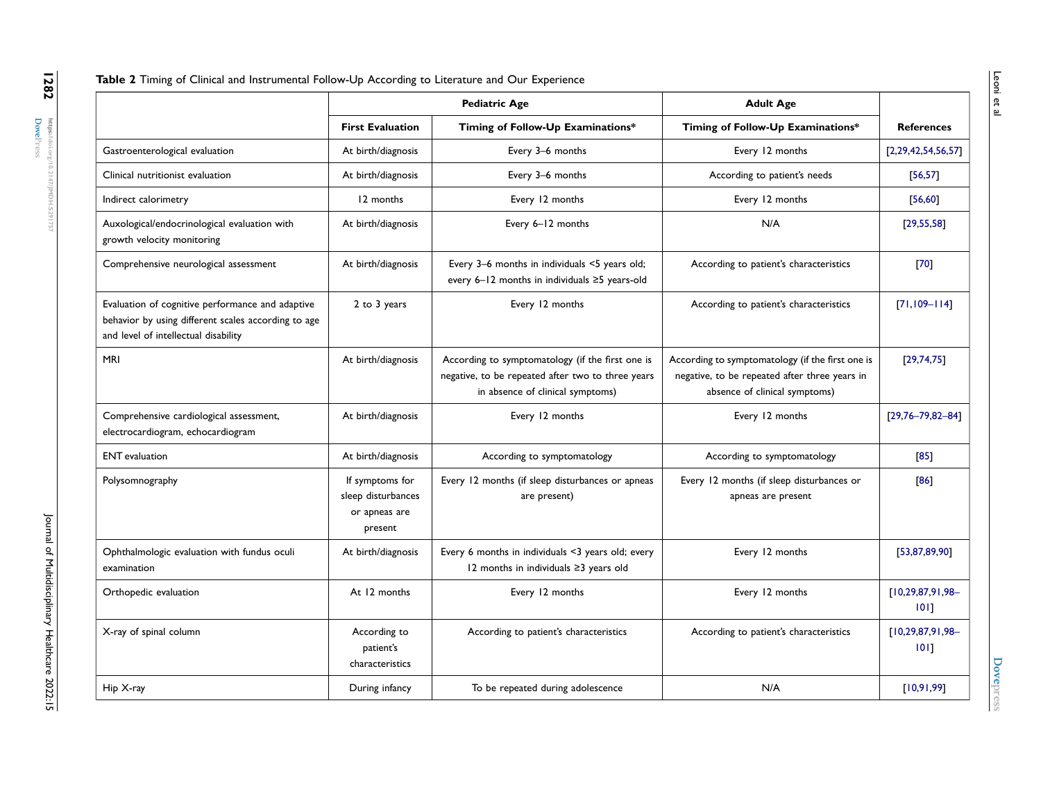**Table 2** Timing of Clinical and Instrumental Follow-Up According to Literature and Our Experience

| | Pediatric Age | | Adult Age | |
|---|---|---|---|---|
| | **First Evaluation** | **Timing of Follow-Up Examinations*** | **Timing of Follow-Up Examinations*** | **References** |
| Gastroenterological evaluation | At birth/diagnosis | Every 3–6 months | Every 12 months | [2,29,42,54,56,57] |
| Clinical nutritionist evaluation | At birth/diagnosis | Every 3–6 months | According to patient's needs | [56,57] |
| Indirect calorimetry | 12 months | Every 12 months | Every 12 months | [56,60] |
| Auxological/endocrinological evaluation with growth velocity monitoring | At birth/diagnosis | Every 6–12 months | N/A | [29,55,58] |
| Comprehensive neurological assessment | At birth/diagnosis | Every 3–6 months in individuals <5 years old; every 6–12 months in individuals ≥5 years-old | According to patient's characteristics | [70] |
| Evaluation of cognitive performance and adaptive behavior by using different scales according to age and level of intellectual disability | 2 to 3 years | Every 12 months | According to patient's characteristics | [71,109–114] |
| MRI | At birth/diagnosis | According to symptomatology (if the first one is negative, to be repeated after two to three years in absence of clinical symptoms) | According to symptomatology (if the first one is negative, to be repeated after three years in absence of clinical symptoms) | [29,74,75] |
| Comprehensive cardiological assessment, electrocardiogram, echocardiogram | At birth/diagnosis | Every 12 months | Every 12 months | [29,76–79,82–84] |
| ENT evaluation | At birth/diagnosis | According to symptomatology | According to symptomatology | [85] |
| Polysomnography | If symptoms for sleep disturbances or apneas are present | Every 12 months (if sleep disturbances or apneas are present) | Every 12 months (if sleep disturbances or apneas are present | [86] |
| Ophthalmologic evaluation with fundus oculi examination | At birth/diagnosis | Every 6 months in individuals <3 years old; every 12 months in individuals ≥3 years old | Every 12 months | [53,87,89,90] |
| Orthopedic evaluation | At 12 months | Every 12 months | Every 12 months | [10,29,87,91,98–101] |
| X-ray of spinal column | According to patient's characteristics | According to patient's characteristics | According to patient's characteristics | [10,29,87,91,98–101] |
| Hip X-ray | During infancy | To be repeated during adolescence | N/A | [10,91,99] |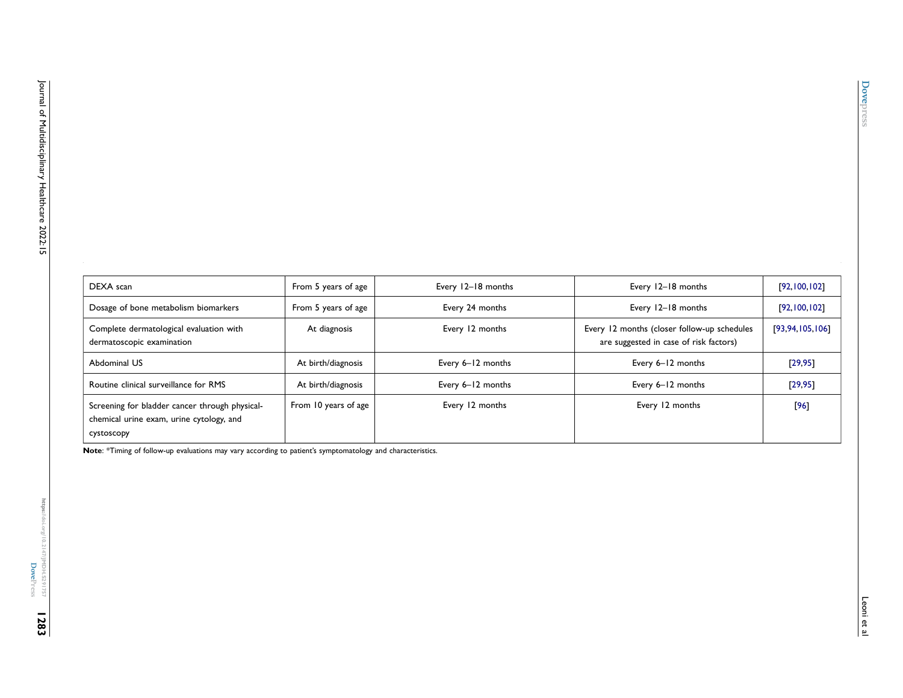| | | | | |
|---|---|---|---|---|
| DEXA scan | From 5 years of age | Every 12–18 months | Every 12–18 months | [92,100,102] |
| Dosage of bone metabolism biomarkers | From 5 years of age | Every 24 months | Every 12–18 months | [92,100,102] |
| Complete dermatological evaluation with dermatoscopic examination | At diagnosis | Every 12 months | Every 12 months (closer follow-up schedules are suggested in case of risk factors) | [93,94,105,106] |
| Abdominal US | At birth/diagnosis | Every 6–12 months | Every 6–12 months | [29,95] |
| Routine clinical surveillance for RMS | At birth/diagnosis | Every 6–12 months | Every 6–12 months | [29,95] |
| Screening for bladder cancer through physical-chemical urine exam, urine cytology, and cystoscopy | From 10 years of age | Every 12 months | Every 12 months | [96] |

**Note**: *Timing of follow-up evaluations may vary according to patient's symptomatology and characteristics.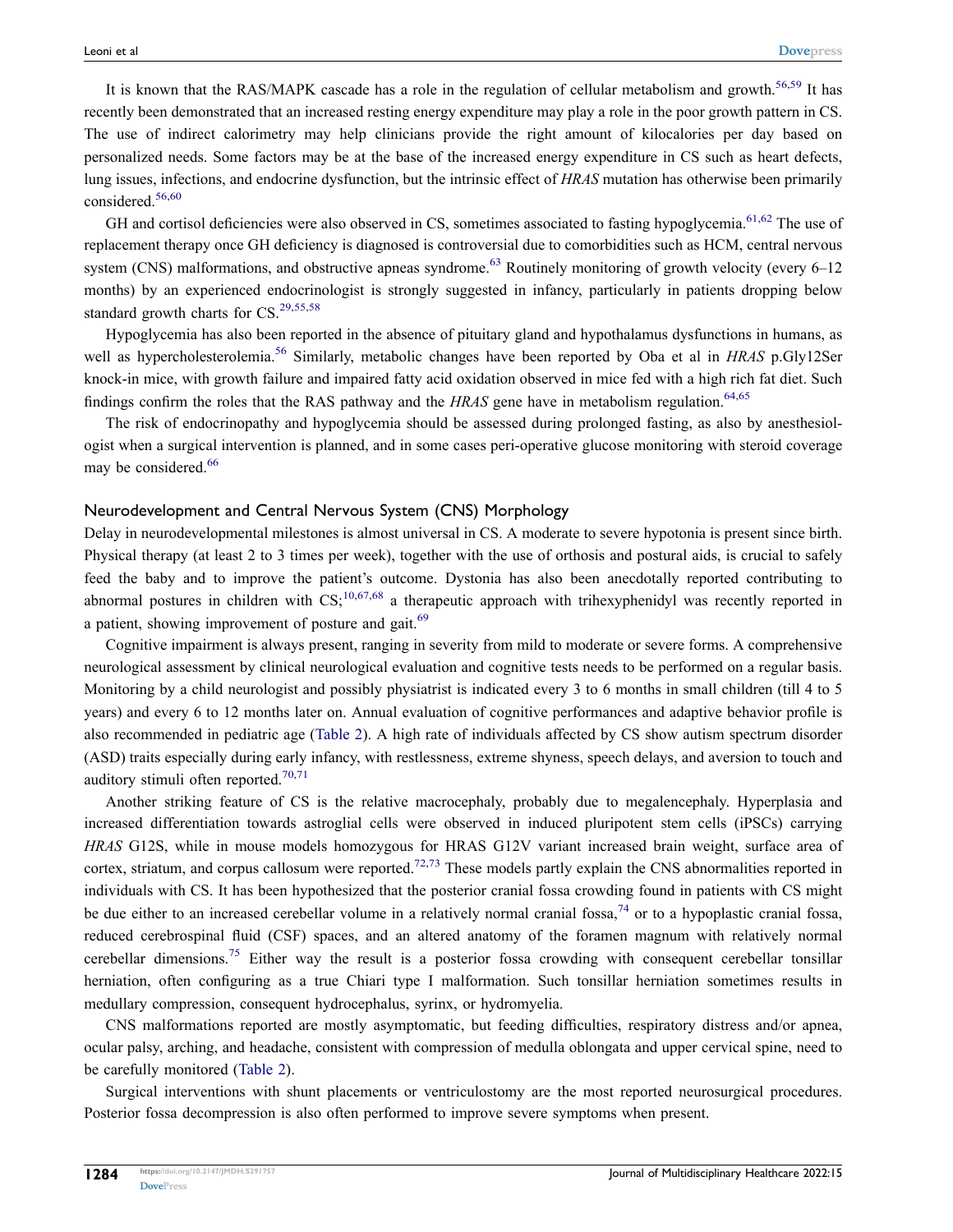It is known that the RAS/MAPK cascade has a role in the regulation of cellular metabolism and growth.[56,59] It has recently been demonstrated that an increased resting energy expenditure may play a role in the poor growth pattern in CS. The use of indirect calorimetry may help clinicians provide the right amount of kilocalories per day based on personalized needs. Some factors may be at the base of the increased energy expenditure in CS such as heart defects, lung issues, infections, and endocrine dysfunction, but the intrinsic effect of *HRAS* mutation has otherwise been primarily considered.[56,60]

GH and cortisol deficiencies were also observed in CS, sometimes associated to fasting hypoglycemia.[61,62] The use of replacement therapy once GH deficiency is diagnosed is controversial due to comorbidities such as HCM, central nervous system (CNS) malformations, and obstructive apneas syndrome.[63] Routinely monitoring of growth velocity (every 6–12 months) by an experienced endocrinologist is strongly suggested in infancy, particularly in patients dropping below standard growth charts for CS.[29,55,58]

Hypoglycemia has also been reported in the absence of pituitary gland and hypothalamus dysfunctions in humans, as well as hypercholesterolemia.[56] Similarly, metabolic changes have been reported by Oba et al in *HRAS* p.Gly12Ser knock-in mice, with growth failure and impaired fatty acid oxidation observed in mice fed with a high rich fat diet. Such findings confirm the roles that the RAS pathway and the *HRAS* gene have in metabolism regulation.[64,65]

The risk of endocrinopathy and hypoglycemia should be assessed during prolonged fasting, as also by anesthesiologist when a surgical intervention is planned, and in some cases peri-operative glucose monitoring with steroid coverage may be considered.[66]

## Neurodevelopment and Central Nervous System (CNS) Morphology

Delay in neurodevelopmental milestones is almost universal in CS. A moderate to severe hypotonia is present since birth. Physical therapy (at least 2 to 3 times per week), together with the use of orthosis and postural aids, is crucial to safely feed the baby and to improve the patient's outcome. Dystonia has also been anecdotally reported contributing to abnormal postures in children with CS;[10,67,68] a therapeutic approach with trihexyphenidyl was recently reported in a patient, showing improvement of posture and gait.[69]

Cognitive impairment is always present, ranging in severity from mild to moderate or severe forms. A comprehensive neurological assessment by clinical neurological evaluation and cognitive tests needs to be performed on a regular basis. Monitoring by a child neurologist and possibly physiatrist is indicated every 3 to 6 months in small children (till 4 to 5 years) and every 6 to 12 months later on. Annual evaluation of cognitive performances and adaptive behavior profile is also recommended in pediatric age (Table 2). A high rate of individuals affected by CS show autism spectrum disorder (ASD) traits especially during early infancy, with restlessness, extreme shyness, speech delays, and aversion to touch and auditory stimuli often reported.[70,71]

Another striking feature of CS is the relative macrocephaly, probably due to megalencephaly. Hyperplasia and increased differentiation towards astroglial cells were observed in induced pluripotent stem cells (iPSCs) carrying *HRAS* G12S, while in mouse models homozygous for HRAS G12V variant increased brain weight, surface area of cortex, striatum, and corpus callosum were reported.[72,73] These models partly explain the CNS abnormalities reported in individuals with CS. It has been hypothesized that the posterior cranial fossa crowding found in patients with CS might be due either to an increased cerebellar volume in a relatively normal cranial fossa,[74] or to a hypoplastic cranial fossa, reduced cerebrospinal fluid (CSF) spaces, and an altered anatomy of the foramen magnum with relatively normal cerebellar dimensions.[75] Either way the result is a posterior fossa crowding with consequent cerebellar tonsillar herniation, often configuring as a true Chiari type I malformation. Such tonsillar herniation sometimes results in medullary compression, consequent hydrocephalus, syrinx, or hydromyelia.

CNS malformations reported are mostly asymptomatic, but feeding difficulties, respiratory distress and/or apnea, ocular palsy, arching, and headache, consistent with compression of medulla oblongata and upper cervical spine, need to be carefully monitored (Table 2).

Surgical interventions with shunt placements or ventriculostomy are the most reported neurosurgical procedures. Posterior fossa decompression is also often performed to improve severe symptoms when present.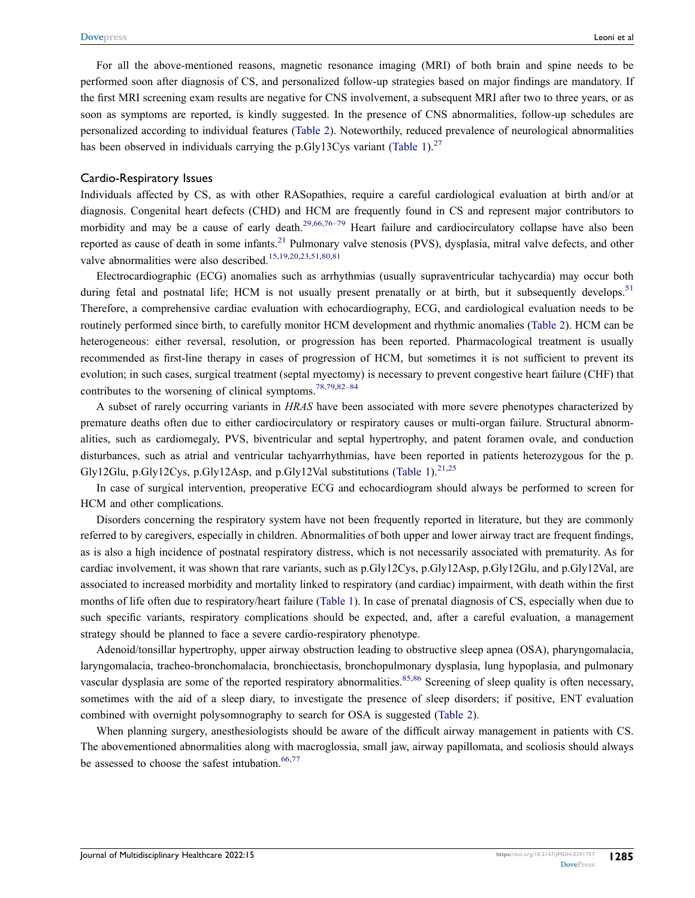For all the above-mentioned reasons, magnetic resonance imaging (MRI) of both brain and spine needs to be performed soon after diagnosis of CS, and personalized follow-up strategies based on major findings are mandatory. If the first MRI screening exam results are negative for CNS involvement, a subsequent MRI after two to three years, or as soon as symptoms are reported, is kindly suggested. In the presence of CNS abnormalities, follow-up schedules are personalized according to individual features (Table 2). Noteworthily, reduced prevalence of neurological abnormalities has been observed in individuals carrying the p.Gly13Cys variant (Table 1).[27]

## Cardio-Respiratory Issues

Individuals affected by CS, as with other RASopathies, require a careful cardiological evaluation at birth and/or at diagnosis. Congenital heart defects (CHD) and HCM are frequently found in CS and represent major contributors to morbidity and may be a cause of early death.[29,66,76–79] Heart failure and cardiocirculatory collapse have also been reported as cause of death in some infants.[21] Pulmonary valve stenosis (PVS), dysplasia, mitral valve defects, and other valve abnormalities were also described.[15,19,20,23,51,80,81]

Electrocardiographic (ECG) anomalies such as arrhythmias (usually supraventricular tachycardia) may occur both during fetal and postnatal life; HCM is not usually present prenatally or at birth, but it subsequently develops.[51] Therefore, a comprehensive cardiac evaluation with echocardiography, ECG, and cardiological evaluation needs to be routinely performed since birth, to carefully monitor HCM development and rhythmic anomalies (Table 2). HCM can be heterogeneous: either reversal, resolution, or progression has been reported. Pharmacological treatment is usually recommended as first-line therapy in cases of progression of HCM, but sometimes it is not sufficient to prevent its evolution; in such cases, surgical treatment (septal myectomy) is necessary to prevent congestive heart failure (CHF) that contributes to the worsening of clinical symptoms.[78,79,82–84]

A subset of rarely occurring variants in *HRAS* have been associated with more severe phenotypes characterized by premature deaths often due to either cardiocirculatory or respiratory causes or multi-organ failure. Structural abnormalities, such as cardiomegaly, PVS, biventricular and septal hypertrophy, and patent foramen ovale, and conduction disturbances, such as atrial and ventricular tachyarrhythmias, have been reported in patients heterozygous for the p. Gly12Glu, p.Gly12Cys, p.Gly12Asp, and p.Gly12Val substitutions (Table 1).[21,25]

In case of surgical intervention, preoperative ECG and echocardiogram should always be performed to screen for HCM and other complications.

Disorders concerning the respiratory system have not been frequently reported in literature, but they are commonly referred to by caregivers, especially in children. Abnormalities of both upper and lower airway tract are frequent findings, as is also a high incidence of postnatal respiratory distress, which is not necessarily associated with prematurity. As for cardiac involvement, it was shown that rare variants, such as p.Gly12Cys, p.Gly12Asp, p.Gly12Glu, and p.Gly12Val, are associated to increased morbidity and mortality linked to respiratory (and cardiac) impairment, with death within the first months of life often due to respiratory/heart failure (Table 1). In case of prenatal diagnosis of CS, especially when due to such specific variants, respiratory complications should be expected, and, after a careful evaluation, a management strategy should be planned to face a severe cardio-respiratory phenotype.

Adenoid/tonsillar hypertrophy, upper airway obstruction leading to obstructive sleep apnea (OSA), pharyngomalacia, laryngomalacia, tracheo-bronchomalacia, bronchiectasis, bronchopulmonary dysplasia, lung hypoplasia, and pulmonary vascular dysplasia are some of the reported respiratory abnormalities.[85,86] Screening of sleep quality is often necessary, sometimes with the aid of a sleep diary, to investigate the presence of sleep disorders; if positive, ENT evaluation combined with overnight polysomnography to search for OSA is suggested (Table 2).

When planning surgery, anesthesiologists should be aware of the difficult airway management in patients with CS. The abovementioned abnormalities along with macroglossia, small jaw, airway papillomata, and scoliosis should always be assessed to choose the safest intubation.[66,77]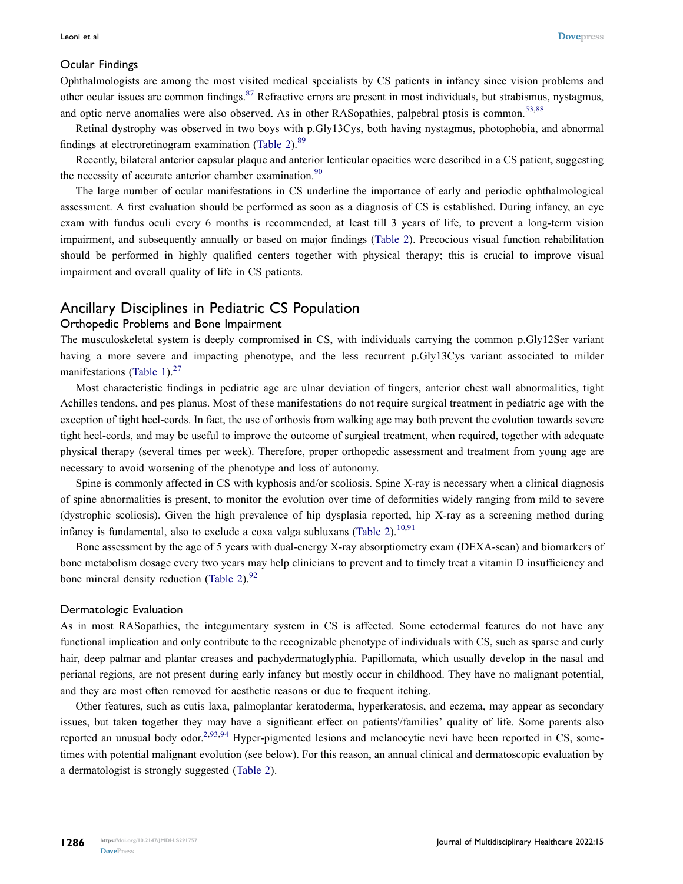### Ocular Findings

Ophthalmologists are among the most visited medical specialists by CS patients in infancy since vision problems and other ocular issues are common findings.[87] Refractive errors are present in most individuals, but strabismus, nystagmus, and optic nerve anomalies were also observed. As in other RASopathies, palpebral ptosis is common.[53,88]

Retinal dystrophy was observed in two boys with p.Gly13Cys, both having nystagmus, photophobia, and abnormal findings at electroretinogram examination (Table 2).[89]

Recently, bilateral anterior capsular plaque and anterior lenticular opacities were described in a CS patient, suggesting the necessity of accurate anterior chamber examination.[90]

The large number of ocular manifestations in CS underline the importance of early and periodic ophthalmological assessment. A first evaluation should be performed as soon as a diagnosis of CS is established. During infancy, an eye exam with fundus oculi every 6 months is recommended, at least till 3 years of life, to prevent a long-term vision impairment, and subsequently annually or based on major findings (Table 2). Precocious visual function rehabilitation should be performed in highly qualified centers together with physical therapy; this is crucial to improve visual impairment and overall quality of life in CS patients.

## Ancillary Disciplines in Pediatric CS Population

### Orthopedic Problems and Bone Impairment

The musculoskeletal system is deeply compromised in CS, with individuals carrying the common p.Gly12Ser variant having a more severe and impacting phenotype, and the less recurrent p.Gly13Cys variant associated to milder manifestations (Table 1).[27]

Most characteristic findings in pediatric age are ulnar deviation of fingers, anterior chest wall abnormalities, tight Achilles tendons, and pes planus. Most of these manifestations do not require surgical treatment in pediatric age with the exception of tight heel-cords. In fact, the use of orthosis from walking age may both prevent the evolution towards severe tight heel-cords, and may be useful to improve the outcome of surgical treatment, when required, together with adequate physical therapy (several times per week). Therefore, proper orthopedic assessment and treatment from young age are necessary to avoid worsening of the phenotype and loss of autonomy.

Spine is commonly affected in CS with kyphosis and/or scoliosis. Spine X-ray is necessary when a clinical diagnosis of spine abnormalities is present, to monitor the evolution over time of deformities widely ranging from mild to severe (dystrophic scoliosis). Given the high prevalence of hip dysplasia reported, hip X-ray as a screening method during infancy is fundamental, also to exclude a coxa valga subluxans (Table 2).[10,91]

Bone assessment by the age of 5 years with dual-energy X-ray absorptiometry exam (DEXA-scan) and biomarkers of bone metabolism dosage every two years may help clinicians to prevent and to timely treat a vitamin D insufficiency and bone mineral density reduction (Table 2).[92]

### Dermatologic Evaluation

As in most RASopathies, the integumentary system in CS is affected. Some ectodermal features do not have any functional implication and only contribute to the recognizable phenotype of individuals with CS, such as sparse and curly hair, deep palmar and plantar creases and pachydermatoglyphia. Papillomata, which usually develop in the nasal and perianal regions, are not present during early infancy but mostly occur in childhood. They have no malignant potential, and they are most often removed for aesthetic reasons or due to frequent itching.

Other features, such as cutis laxa, palmoplantar keratoderma, hyperkeratosis, and eczema, may appear as secondary issues, but taken together they may have a significant effect on patients'/families' quality of life. Some parents also reported an unusual body odor.[2,93,94] Hyper-pigmented lesions and melanocytic nevi have been reported in CS, sometimes with potential malignant evolution (see below). For this reason, an annual clinical and dermatoscopic evaluation by a dermatologist is strongly suggested (Table 2).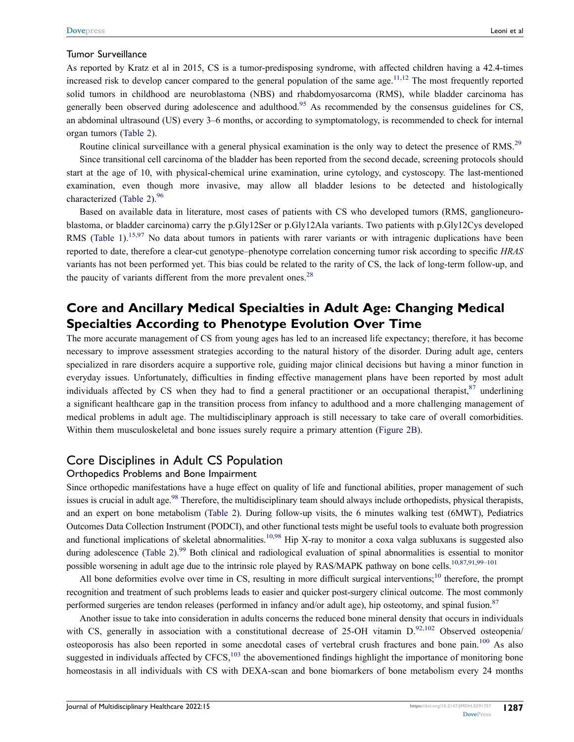### Tumor Surveillance

As reported by Kratz et al in 2015, CS is a tumor-predisposing syndrome, with affected children having a 42.4-times increased risk to develop cancer compared to the general population of the same age.[11,12] The most frequently reported solid tumors in childhood are neuroblastoma (NBS) and rhabdomyosarcoma (RMS), while bladder carcinoma has generally been observed during adolescence and adulthood.[95] As recommended by the consensus guidelines for CS, an abdominal ultrasound (US) every 3–6 months, or according to symptomatology, is recommended to check for internal organ tumors (Table 2).

Routine clinical surveillance with a general physical examination is the only way to detect the presence of RMS.[29]

Since transitional cell carcinoma of the bladder has been reported from the second decade, screening protocols should start at the age of 10, with physical-chemical urine examination, urine cytology, and cystoscopy. The last-mentioned examination, even though more invasive, may allow all bladder lesions to be detected and histologically characterized (Table 2).[96]

Based on available data in literature, most cases of patients with CS who developed tumors (RMS, ganglioneuroblastoma, or bladder carcinoma) carry the p.Gly12Ser or p.Gly12Ala variants. Two patients with p.Gly12Cys developed RMS (Table 1).[15,97] No data about tumors in patients with rarer variants or with intragenic duplications have been reported to date, therefore a clear-cut genotype–phenotype correlation concerning tumor risk according to specific *HRAS* variants has not been performed yet. This bias could be related to the rarity of CS, the lack of long-term follow-up, and the paucity of variants different from the more prevalent ones.[28]

## Core and Ancillary Medical Specialties in Adult Age: Changing Medical Specialties According to Phenotype Evolution Over Time

The more accurate management of CS from young ages has led to an increased life expectancy; therefore, it has become necessary to improve assessment strategies according to the natural history of the disorder. During adult age, centers specialized in rare disorders acquire a supportive role, guiding major clinical decisions but having a minor function in everyday issues. Unfortunately, difficulties in finding effective management plans have been reported by most adult individuals affected by CS when they had to find a general practitioner or an occupational therapist,[87] underlining a significant healthcare gap in the transition process from infancy to adulthood and a more challenging management of medical problems in adult age. The multidisciplinary approach is still necessary to take care of overall comorbidities. Within them musculoskeletal and bone issues surely require a primary attention (Figure 2B).

## Core Disciplines in Adult CS Population

### Orthopedics Problems and Bone Impairment

Since orthopedic manifestations have a huge effect on quality of life and functional abilities, proper management of such issues is crucial in adult age.[98] Therefore, the multidisciplinary team should always include orthopedists, physical therapists, and an expert on bone metabolism (Table 2). During follow-up visits, the 6 minutes walking test (6MWT), Pediatrics Outcomes Data Collection Instrument (PODCI), and other functional tests might be useful tools to evaluate both progression and functional implications of skeletal abnormalities.[10,98] Hip X-ray to monitor a coxa valga subluxans is suggested also during adolescence (Table 2).[99] Both clinical and radiological evaluation of spinal abnormalities is essential to monitor possible worsening in adult age due to the intrinsic role played by RAS/MAPK pathway on bone cells.[10,87,91,99–101]

All bone deformities evolve over time in CS, resulting in more difficult surgical interventions;[10] therefore, the prompt recognition and treatment of such problems leads to easier and quicker post-surgery clinical outcome. The most commonly performed surgeries are tendon releases (performed in infancy and/or adult age), hip osteotomy, and spinal fusion.[87]

Another issue to take into consideration in adults concerns the reduced bone mineral density that occurs in individuals with CS, generally in association with a constitutional decrease of 25-OH vitamin D.[92,102] Observed osteopenia/osteoporosis has also been reported in some anecdotal cases of vertebral crush fractures and bone pain.[100] As also suggested in individuals affected by CFCS,[103] the abovementioned findings highlight the importance of monitoring bone homeostasis in all individuals with CS with DEXA-scan and bone biomarkers of bone metabolism every 24 months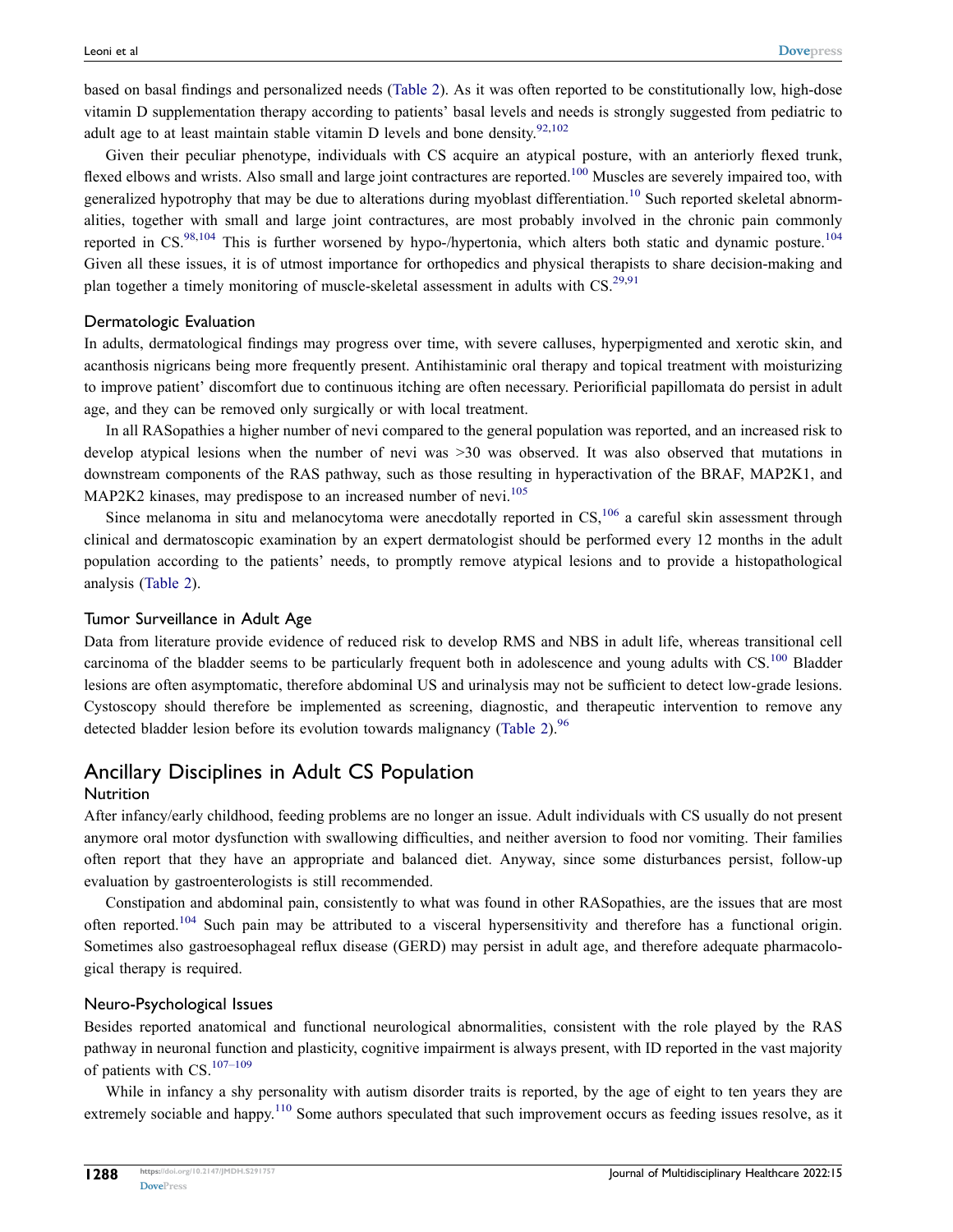based on basal findings and personalized needs (Table 2). As it was often reported to be constitutionally low, high-dose vitamin D supplementation therapy according to patients' basal levels and needs is strongly suggested from pediatric to adult age to at least maintain stable vitamin D levels and bone density.[92,102]

Given their peculiar phenotype, individuals with CS acquire an atypical posture, with an anteriorly flexed trunk, flexed elbows and wrists. Also small and large joint contractures are reported.[100] Muscles are severely impaired too, with generalized hypotrophy that may be due to alterations during myoblast differentiation.[10] Such reported skeletal abnormalities, together with small and large joint contractures, are most probably involved in the chronic pain commonly reported in CS.[98,104] This is further worsened by hypo-/hypertonia, which alters both static and dynamic posture.[104] Given all these issues, it is of utmost importance for orthopedics and physical therapists to share decision-making and plan together a timely monitoring of muscle-skeletal assessment in adults with CS.[29,91]

### Dermatologic Evaluation

In adults, dermatological findings may progress over time, with severe calluses, hyperpigmented and xerotic skin, and acanthosis nigricans being more frequently present. Antihistaminic oral therapy and topical treatment with moisturizing to improve patient' discomfort due to continuous itching are often necessary. Periorificial papillomata do persist in adult age, and they can be removed only surgically or with local treatment.

In all RASopathies a higher number of nevi compared to the general population was reported, and an increased risk to develop atypical lesions when the number of nevi was >30 was observed. It was also observed that mutations in downstream components of the RAS pathway, such as those resulting in hyperactivation of the BRAF, MAP2K1, and MAP2K2 kinases, may predispose to an increased number of nevi.[105]

Since melanoma in situ and melanocytoma were anecdotally reported in CS,[106] a careful skin assessment through clinical and dermatoscopic examination by an expert dermatologist should be performed every 12 months in the adult population according to the patients' needs, to promptly remove atypical lesions and to provide a histopathological analysis (Table 2).

### Tumor Surveillance in Adult Age

Data from literature provide evidence of reduced risk to develop RMS and NBS in adult life, whereas transitional cell carcinoma of the bladder seems to be particularly frequent both in adolescence and young adults with CS.[100] Bladder lesions are often asymptomatic, therefore abdominal US and urinalysis may not be sufficient to detect low-grade lesions. Cystoscopy should therefore be implemented as screening, diagnostic, and therapeutic intervention to remove any detected bladder lesion before its evolution towards malignancy (Table 2).[96]

## Ancillary Disciplines in Adult CS Population

### Nutrition

After infancy/early childhood, feeding problems are no longer an issue. Adult individuals with CS usually do not present anymore oral motor dysfunction with swallowing difficulties, and neither aversion to food nor vomiting. Their families often report that they have an appropriate and balanced diet. Anyway, since some disturbances persist, follow-up evaluation by gastroenterologists is still recommended.

Constipation and abdominal pain, consistently to what was found in other RASopathies, are the issues that are most often reported.[104] Such pain may be attributed to a visceral hypersensitivity and therefore has a functional origin. Sometimes also gastroesophageal reflux disease (GERD) may persist in adult age, and therefore adequate pharmacological therapy is required.

### Neuro-Psychological Issues

Besides reported anatomical and functional neurological abnormalities, consistent with the role played by the RAS pathway in neuronal function and plasticity, cognitive impairment is always present, with ID reported in the vast majority of patients with CS.[107–109]

While in infancy a shy personality with autism disorder traits is reported, by the age of eight to ten years they are extremely sociable and happy.[110] Some authors speculated that such improvement occurs as feeding issues resolve, as it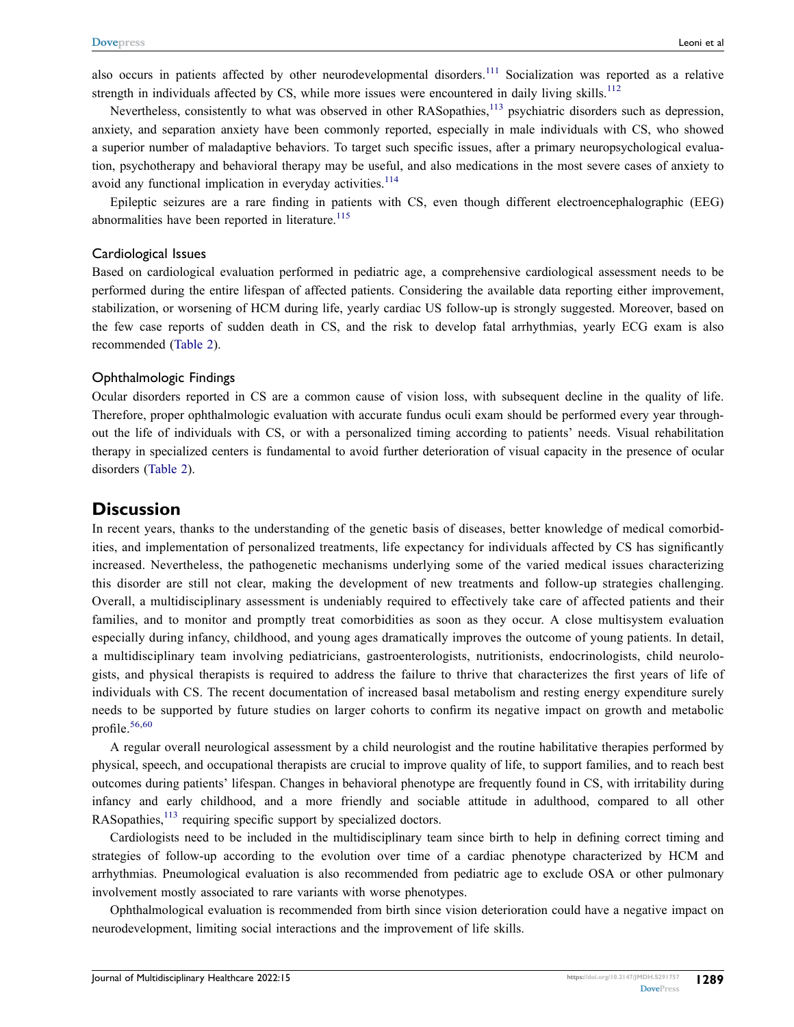also occurs in patients affected by other neurodevelopmental disorders.[111] Socialization was reported as a relative strength in individuals affected by CS, while more issues were encountered in daily living skills.[112]

Nevertheless, consistently to what was observed in other RASopathies,[113] psychiatric disorders such as depression, anxiety, and separation anxiety have been commonly reported, especially in male individuals with CS, who showed a superior number of maladaptive behaviors. To target such specific issues, after a primary neuropsychological evaluation, psychotherapy and behavioral therapy may be useful, and also medications in the most severe cases of anxiety to avoid any functional implication in everyday activities.[114]

Epileptic seizures are a rare finding in patients with CS, even though different electroencephalographic (EEG) abnormalities have been reported in literature.[115]

### Cardiological Issues

Based on cardiological evaluation performed in pediatric age, a comprehensive cardiological assessment needs to be performed during the entire lifespan of affected patients. Considering the available data reporting either improvement, stabilization, or worsening of HCM during life, yearly cardiac US follow-up is strongly suggested. Moreover, based on the few case reports of sudden death in CS, and the risk to develop fatal arrhythmias, yearly ECG exam is also recommended (Table 2).

### Ophthalmologic Findings

Ocular disorders reported in CS are a common cause of vision loss, with subsequent decline in the quality of life. Therefore, proper ophthalmologic evaluation with accurate fundus oculi exam should be performed every year throughout the life of individuals with CS, or with a personalized timing according to patients' needs. Visual rehabilitation therapy in specialized centers is fundamental to avoid further deterioration of visual capacity in the presence of ocular disorders (Table 2).

## Discussion

In recent years, thanks to the understanding of the genetic basis of diseases, better knowledge of medical comorbidities, and implementation of personalized treatments, life expectancy for individuals affected by CS has significantly increased. Nevertheless, the pathogenetic mechanisms underlying some of the varied medical issues characterizing this disorder are still not clear, making the development of new treatments and follow-up strategies challenging. Overall, a multidisciplinary assessment is undeniably required to effectively take care of affected patients and their families, and to monitor and promptly treat comorbidities as soon as they occur. A close multisystem evaluation especially during infancy, childhood, and young ages dramatically improves the outcome of young patients. In detail, a multidisciplinary team involving pediatricians, gastroenterologists, nutritionists, endocrinologists, child neurologists, and physical therapists is required to address the failure to thrive that characterizes the first years of life of individuals with CS. The recent documentation of increased basal metabolism and resting energy expenditure surely needs to be supported by future studies on larger cohorts to confirm its negative impact on growth and metabolic profile.[56,60]

A regular overall neurological assessment by a child neurologist and the routine habilitative therapies performed by physical, speech, and occupational therapists are crucial to improve quality of life, to support families, and to reach best outcomes during patients' lifespan. Changes in behavioral phenotype are frequently found in CS, with irritability during infancy and early childhood, and a more friendly and sociable attitude in adulthood, compared to all other RASopathies,[113] requiring specific support by specialized doctors.

Cardiologists need to be included in the multidisciplinary team since birth to help in defining correct timing and strategies of follow-up according to the evolution over time of a cardiac phenotype characterized by HCM and arrhythmias. Pneumological evaluation is also recommended from pediatric age to exclude OSA or other pulmonary involvement mostly associated to rare variants with worse phenotypes.

Ophthalmological evaluation is recommended from birth since vision deterioration could have a negative impact on neurodevelopment, limiting social interactions and the improvement of life skills.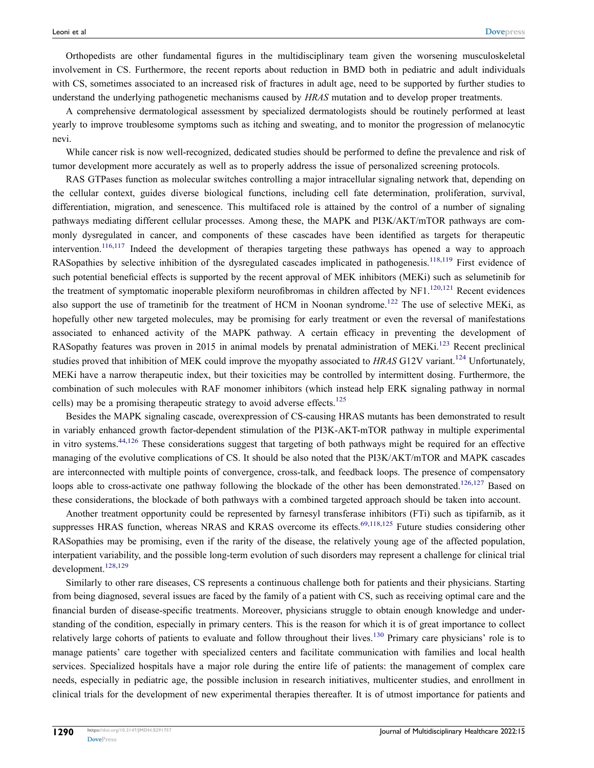Orthopedists are other fundamental figures in the multidisciplinary team given the worsening musculoskeletal involvement in CS. Furthermore, the recent reports about reduction in BMD both in pediatric and adult individuals with CS, sometimes associated to an increased risk of fractures in adult age, need to be supported by further studies to understand the underlying pathogenetic mechanisms caused by *HRAS* mutation and to develop proper treatments.

A comprehensive dermatological assessment by specialized dermatologists should be routinely performed at least yearly to improve troublesome symptoms such as itching and sweating, and to monitor the progression of melanocytic nevi.

While cancer risk is now well-recognized, dedicated studies should be performed to define the prevalence and risk of tumor development more accurately as well as to properly address the issue of personalized screening protocols.

RAS GTPases function as molecular switches controlling a major intracellular signaling network that, depending on the cellular context, guides diverse biological functions, including cell fate determination, proliferation, survival, differentiation, migration, and senescence. This multifaced role is attained by the control of a number of signaling pathways mediating different cellular processes. Among these, the MAPK and PI3K/AKT/mTOR pathways are commonly dysregulated in cancer, and components of these cascades have been identified as targets for therapeutic intervention.[116,117] Indeed the development of therapies targeting these pathways has opened a way to approach RASopathies by selective inhibition of the dysregulated cascades implicated in pathogenesis.[118,119] First evidence of such potential beneficial effects is supported by the recent approval of MEK inhibitors (MEKi) such as selumetinib for the treatment of symptomatic inoperable plexiform neurofibromas in children affected by NF1.[120,121] Recent evidences also support the use of trametinib for the treatment of HCM in Noonan syndrome.[122] The use of selective MEKi, as hopefully other new targeted molecules, may be promising for early treatment or even the reversal of manifestations associated to enhanced activity of the MAPK pathway. A certain efficacy in preventing the development of RASopathy features was proven in 2015 in animal models by prenatal administration of MEKi.[123] Recent preclinical studies proved that inhibition of MEK could improve the myopathy associated to *HRAS* G12V variant.[124] Unfortunately, MEKi have a narrow therapeutic index, but their toxicities may be controlled by intermittent dosing. Furthermore, the combination of such molecules with RAF monomer inhibitors (which instead help ERK signaling pathway in normal cells) may be a promising therapeutic strategy to avoid adverse effects.[125]

Besides the MAPK signaling cascade, overexpression of CS-causing HRAS mutants has been demonstrated to result in variably enhanced growth factor-dependent stimulation of the PI3K-AKT-mTOR pathway in multiple experimental in vitro systems.[44,126] These considerations suggest that targeting of both pathways might be required for an effective managing of the evolutive complications of CS. It should be also noted that the PI3K/AKT/mTOR and MAPK cascades are interconnected with multiple points of convergence, cross-talk, and feedback loops. The presence of compensatory loops able to cross-activate one pathway following the blockade of the other has been demonstrated.[126,127] Based on these considerations, the blockade of both pathways with a combined targeted approach should be taken into account.

Another treatment opportunity could be represented by farnesyl transferase inhibitors (FTi) such as tipifarnib, as it suppresses HRAS function, whereas NRAS and KRAS overcome its effects.[69,118,125] Future studies considering other RASopathies may be promising, even if the rarity of the disease, the relatively young age of the affected population, interpatient variability, and the possible long-term evolution of such disorders may represent a challenge for clinical trial development.[128,129]

Similarly to other rare diseases, CS represents a continuous challenge both for patients and their physicians. Starting from being diagnosed, several issues are faced by the family of a patient with CS, such as receiving optimal care and the financial burden of disease-specific treatments. Moreover, physicians struggle to obtain enough knowledge and understanding of the condition, especially in primary centers. This is the reason for which it is of great importance to collect relatively large cohorts of patients to evaluate and follow throughout their lives.[130] Primary care physicians' role is to manage patients' care together with specialized centers and facilitate communication with families and local health services. Specialized hospitals have a major role during the entire life of patients: the management of complex care needs, especially in pediatric age, the possible inclusion in research initiatives, multicenter studies, and enrollment in clinical trials for the development of new experimental therapies thereafter. It is of utmost importance for patients and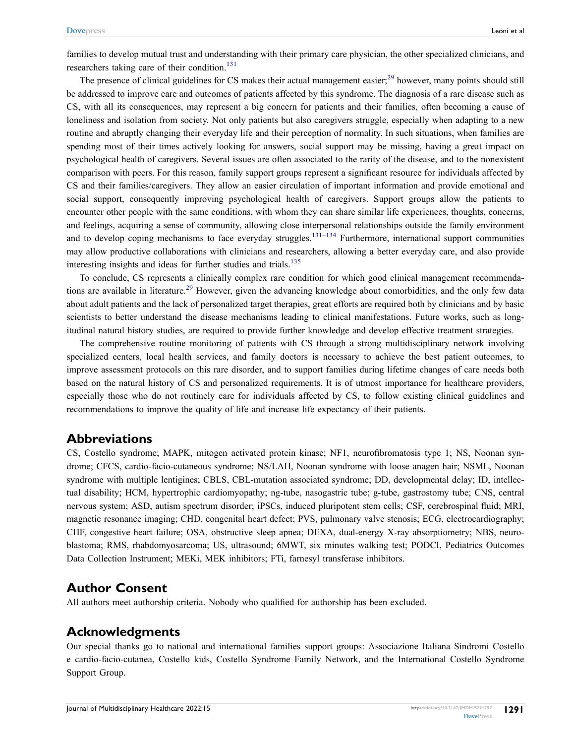families to develop mutual trust and understanding with their primary care physician, the other specialized clinicians, and researchers taking care of their condition.[131]

The presence of clinical guidelines for CS makes their actual management easier;[29] however, many points should still be addressed to improve care and outcomes of patients affected by this syndrome. The diagnosis of a rare disease such as CS, with all its consequences, may represent a big concern for patients and their families, often becoming a cause of loneliness and isolation from society. Not only patients but also caregivers struggle, especially when adapting to a new routine and abruptly changing their everyday life and their perception of normality. In such situations, when families are spending most of their times actively looking for answers, social support may be missing, having a great impact on psychological health of caregivers. Several issues are often associated to the rarity of the disease, and to the nonexistent comparison with peers. For this reason, family support groups represent a significant resource for individuals affected by CS and their families/caregivers. They allow an easier circulation of important information and provide emotional and social support, consequently improving psychological health of caregivers. Support groups allow the patients to encounter other people with the same conditions, with whom they can share similar life experiences, thoughts, concerns, and feelings, acquiring a sense of community, allowing close interpersonal relationships outside the family environment and to develop coping mechanisms to face everyday struggles.[131–134] Furthermore, international support communities may allow productive collaborations with clinicians and researchers, allowing a better everyday care, and also provide interesting insights and ideas for further studies and trials.[135]

To conclude, CS represents a clinically complex rare condition for which good clinical management recommendations are available in literature.[29] However, given the advancing knowledge about comorbidities, and the only few data about adult patients and the lack of personalized target therapies, great efforts are required both by clinicians and by basic scientists to better understand the disease mechanisms leading to clinical manifestations. Future works, such as longitudinal natural history studies, are required to provide further knowledge and develop effective treatment strategies.

The comprehensive routine monitoring of patients with CS through a strong multidisciplinary network involving specialized centers, local health services, and family doctors is necessary to achieve the best patient outcomes, to improve assessment protocols on this rare disorder, and to support families during lifetime changes of care needs both based on the natural history of CS and personalized requirements. It is of utmost importance for healthcare providers, especially those who do not routinely care for individuals affected by CS, to follow existing clinical guidelines and recommendations to improve the quality of life and increase life expectancy of their patients.

## Abbreviations

CS, Costello syndrome; MAPK, mitogen activated protein kinase; NF1, neurofibromatosis type 1; NS, Noonan syndrome; CFCS, cardio-facio-cutaneous syndrome; NS/LAH, Noonan syndrome with loose anagen hair; NSML, Noonan syndrome with multiple lentigines; CBLS, CBL-mutation associated syndrome; DD, developmental delay; ID, intellectual disability; HCM, hypertrophic cardiomyopathy; ng-tube, nasogastric tube; g-tube, gastrostomy tube; CNS, central nervous system; ASD, autism spectrum disorder; iPSCs, induced pluripotent stem cells; CSF, cerebrospinal fluid; MRI, magnetic resonance imaging; CHD, congenital heart defect; PVS, pulmonary valve stenosis; ECG, electrocardiography; CHF, congestive heart failure; OSA, obstructive sleep apnea; DEXA, dual-energy X-ray absorptiometry; NBS, neuroblastoma; RMS, rhabdomyosarcoma; US, ultrasound; 6MWT, six minutes walking test; PODCI, Pediatrics Outcomes Data Collection Instrument; MEKi, MEK inhibitors; FTi, farnesyl transferase inhibitors.

## Author Consent

All authors meet authorship criteria. Nobody who qualified for authorship has been excluded.

## Acknowledgments

Our special thanks go to national and international families support groups: Associazione Italiana Sindromi Costello e cardio-facio-cutanea, Costello kids, Costello Syndrome Family Network, and the International Costello Syndrome Support Group.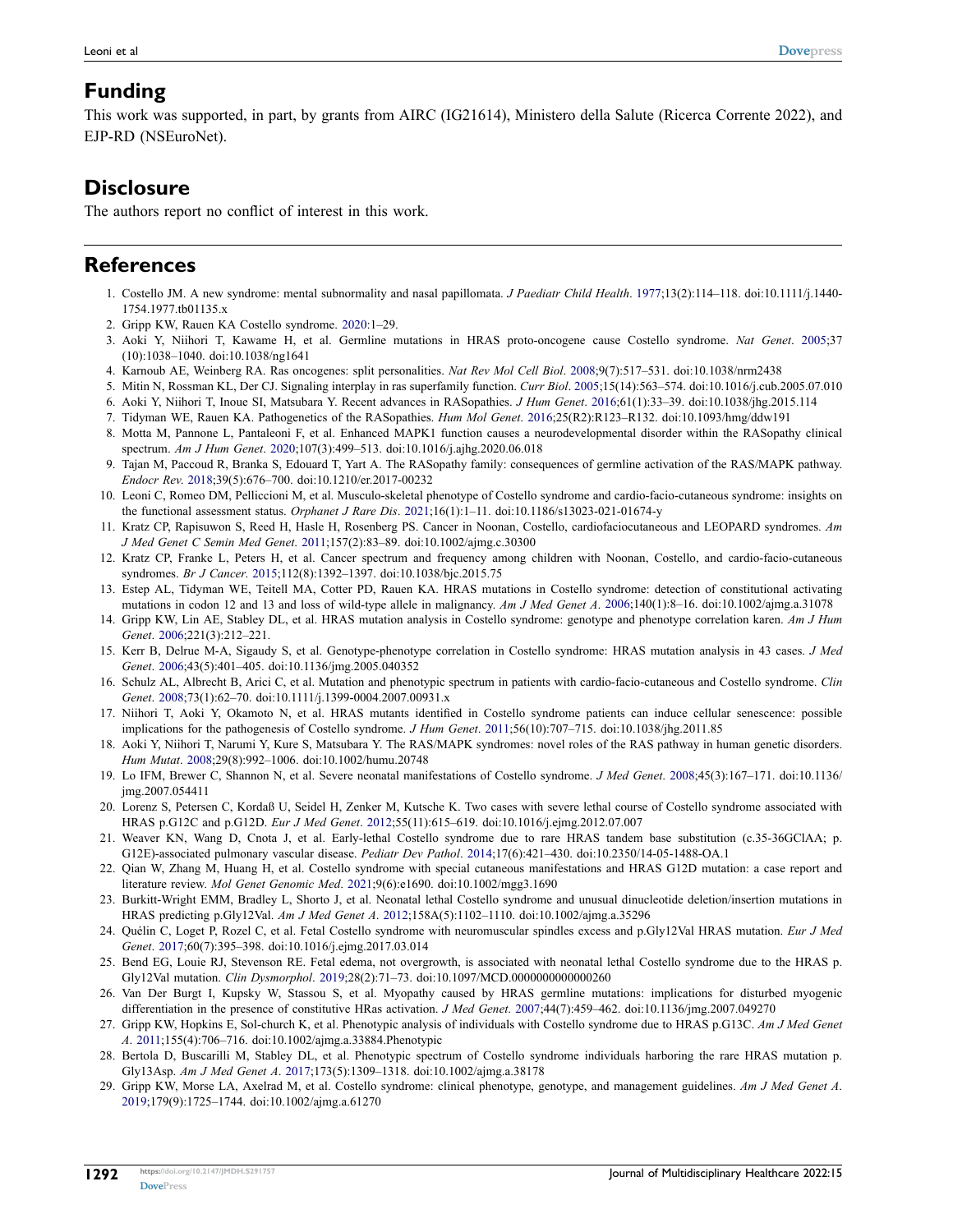## Funding

This work was supported, in part, by grants from AIRC (IG21614), Ministero della Salute (Ricerca Corrente 2022), and EJP-RD (NSEuroNet).

## Disclosure

The authors report no conflict of interest in this work.

## References

1. Costello JM. A new syndrome: mental subnormality and nasal papillomata. *J Paediatr Child Health*. 1977;13(2):114–118. doi:10.1111/j.1440-1754.1977.tb01135.x
2. Gripp KW, Rauen KA Costello syndrome. 2020:1–29.
3. Aoki Y, Niihori T, Kawame H, et al. Germline mutations in HRAS proto-oncogene cause Costello syndrome. *Nat Genet*. 2005;37 (10):1038–1040. doi:10.1038/ng1641
4. Karnoub AE, Weinberg RA. Ras oncogenes: split personalities. *Nat Rev Mol Cell Biol*. 2008;9(7):517–531. doi:10.1038/nrm2438
5. Mitin N, Rossman KL, Der CJ. Signaling interplay in ras superfamily function. *Curr Biol*. 2005;15(14):563–574. doi:10.1016/j.cub.2005.07.010
6. Aoki Y, Niihori T, Inoue SI, Matsubara Y. Recent advances in RASopathies. *J Hum Genet*. 2016;61(1):33–39. doi:10.1038/jhg.2015.114
7. Tidyman WE, Rauen KA. Pathogenetics of the RASopathies. *Hum Mol Genet*. 2016;25(R2):R123–R132. doi:10.1093/hmg/ddw191
8. Motta M, Pannone L, Pantaleoni F, et al. Enhanced MAPK1 function causes a neurodevelopmental disorder within the RASopathy clinical spectrum. *Am J Hum Genet*. 2020;107(3):499–513. doi:10.1016/j.ajhg.2020.06.018
9. Tajan M, Paccoud R, Branka S, Edouard T, Yart A. The RASopathy family: consequences of germline activation of the RAS/MAPK pathway. *Endocr Rev*. 2018;39(5):676–700. doi:10.1210/er.2017-00232
10. Leoni C, Romeo DM, Pelliccioni M, et al. Musculo-skeletal phenotype of Costello syndrome and cardio-facio-cutaneous syndrome: insights on the functional assessment status. *Orphanet J Rare Dis*. 2021;16(1):1–11. doi:10.1186/s13023-021-01674-y
11. Kratz CP, Rapisuwon S, Reed H, Hasle H, Rosenberg PS. Cancer in Noonan, Costello, cardiofaciocutaneous and LEOPARD syndromes. *Am J Med Genet C Semin Med Genet*. 2011;157(2):83–89. doi:10.1002/ajmg.c.30300
12. Kratz CP, Franke L, Peters H, et al. Cancer spectrum and frequency among children with Noonan, Costello, and cardio-facio-cutaneous syndromes. *Br J Cancer*. 2015;112(8):1392–1397. doi:10.1038/bjc.2015.75
13. Estep AL, Tidyman WE, Teitell MA, Cotter PD, Rauen KA. HRAS mutations in Costello syndrome: detection of constitutional activating mutations in codon 12 and 13 and loss of wild-type allele in malignancy. *Am J Med Genet A*. 2006;140(1):8–16. doi:10.1002/ajmg.a.31078
14. Gripp KW, Lin AE, Stabley DL, et al. HRAS mutation analysis in Costello syndrome: genotype and phenotype correlation karen. *Am J Hum Genet*. 2006;221(3):212–221.
15. Kerr B, Delrue M-A, Sigaudy S, et al. Genotype-phenotype correlation in Costello syndrome: HRAS mutation analysis in 43 cases. *J Med Genet*. 2006;43(5):401–405. doi:10.1136/jmg.2005.040352
16. Schulz AL, Albrecht B, Arici C, et al. Mutation and phenotypic spectrum in patients with cardio-facio-cutaneous and Costello syndrome. *Clin Genet*. 2008;73(1):62–70. doi:10.1111/j.1399-0004.2007.00931.x
17. Niihori T, Aoki Y, Okamoto N, et al. HRAS mutants identified in Costello syndrome patients can induce cellular senescence: possible implications for the pathogenesis of Costello syndrome. *J Hum Genet*. 2011;56(10):707–715. doi:10.1038/jhg.2011.85
18. Aoki Y, Niihori T, Narumi Y, Kure S, Matsubara Y. The RAS/MAPK syndromes: novel roles of the RAS pathway in human genetic disorders. *Hum Mutat*. 2008;29(8):992–1006. doi:10.1002/humu.20748
19. Lo IFM, Brewer C, Shannon N, et al. Severe neonatal manifestations of Costello syndrome. *J Med Genet*. 2008;45(3):167–171. doi:10.1136/jmg.2007.054411
20. Lorenz S, Petersen C, Kordaß U, Seidel H, Zenker M, Kutsche K. Two cases with severe lethal course of Costello syndrome associated with HRAS p.G12C and p.G12D. *Eur J Med Genet*. 2012;55(11):615–619. doi:10.1016/j.ejmg.2012.07.007
21. Weaver KN, Wang D, Cnota J, et al. Early-lethal Costello syndrome due to rare HRAS tandem base substitution (c.35-36GClAA; p. G12E)-associated pulmonary vascular disease. *Pediatr Dev Pathol*. 2014;17(6):421–430. doi:10.2350/14-05-1488-OA.1
22. Qian W, Zhang M, Huang H, et al. Costello syndrome with special cutaneous manifestations and HRAS G12D mutation: a case report and literature review. *Mol Genet Genomic Med*. 2021;9(6):e1690. doi:10.1002/mgg3.1690
23. Burkitt-Wright EMM, Bradley L, Shorto J, et al. Neonatal lethal Costello syndrome and unusual dinucleotide deletion/insertion mutations in HRAS predicting p.Gly12Val. *Am J Med Genet A*. 2012;158A(5):1102–1110. doi:10.1002/ajmg.a.35296
24. Quélin C, Loget P, Rozel C, et al. Fetal Costello syndrome with neuromuscular spindles excess and p.Gly12Val HRAS mutation. *Eur J Med Genet*. 2017;60(7):395–398. doi:10.1016/j.ejmg.2017.03.014
25. Bend EG, Louie RJ, Stevenson RE. Fetal edema, not overgrowth, is associated with neonatal lethal Costello syndrome due to the HRAS p. Gly12Val mutation. *Clin Dysmorphol*. 2019;28(2):71–73. doi:10.1097/MCD.0000000000000260
26. Van Der Burgt I, Kupsky W, Stassou S, et al. Myopathy caused by HRAS germline mutations: implications for disturbed myogenic differentiation in the presence of constitutive HRas activation. *J Med Genet*. 2007;44(7):459–462. doi:10.1136/jmg.2007.049270
27. Gripp KW, Hopkins E, Sol-church K, et al. Phenotypic analysis of individuals with Costello syndrome due to HRAS p.G13C. *Am J Med Genet A*. 2011;155(4):706–716. doi:10.1002/ajmg.a.33884.Phenotypic
28. Bertola D, Buscarilli M, Stabley DL, et al. Phenotypic spectrum of Costello syndrome individuals harboring the rare HRAS mutation p. Gly13Asp. *Am J Med Genet A*. 2017;173(5):1309–1318. doi:10.1002/ajmg.a.38178
29. Gripp KW, Morse LA, Axelrad M, et al. Costello syndrome: clinical phenotype, genotype, and management guidelines. *Am J Med Genet A*. 2019;179(9):1725–1744. doi:10.1002/ajmg.a.61270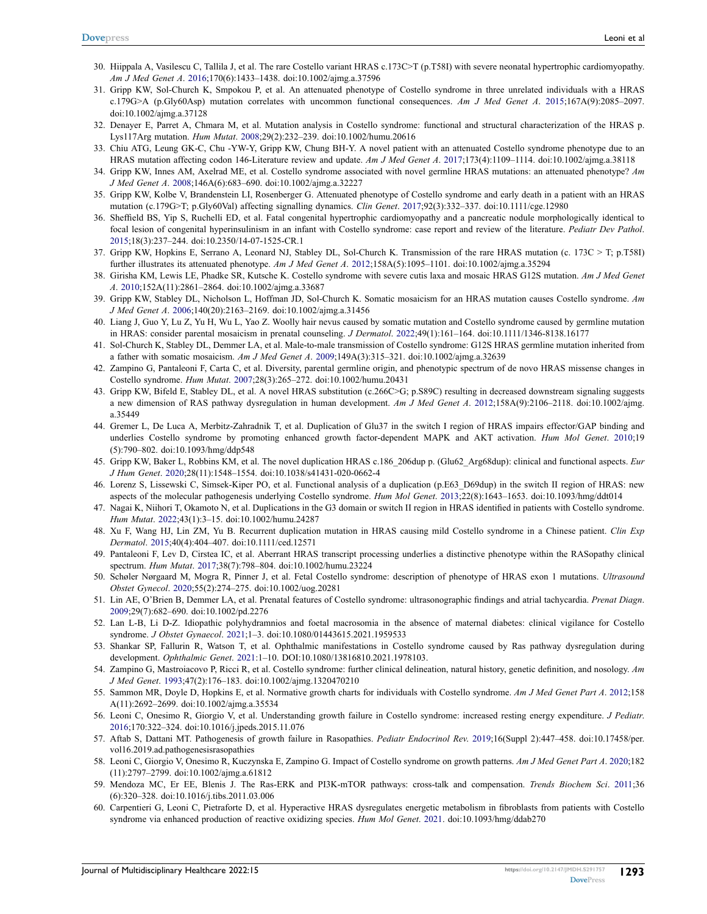30. Hiippala A, Vasilescu C, Tallila J, et al. The rare Costello variant HRAS c.173C>T (p.T58I) with severe neonatal hypertrophic cardiomyopathy. *Am J Med Genet A*. 2016;170(6):1433–1438. doi:10.1002/ajmg.a.37596
31. Gripp KW, Sol-Church K, Smpokou P, et al. An attenuated phenotype of Costello syndrome in three unrelated individuals with a HRAS c.179G>A (p.Gly60Asp) mutation correlates with uncommon functional consequences. *Am J Med Genet A*. 2015;167A(9):2085–2097. doi:10.1002/ajmg.a.37128
32. Denayer E, Parret A, Chmara M, et al. Mutation analysis in Costello syndrome: functional and structural characterization of the HRAS p. Lys117Arg mutation. *Hum Mutat*. 2008;29(2):232–239. doi:10.1002/humu.20616
33. Chiu ATG, Leung GK-C, Chu -Y-W-Y, Gripp KW, Chung BH-Y. A novel patient with an attenuated Costello syndrome phenotype due to an HRAS mutation affecting codon 146-Literature review and update. *Am J Med Genet A*. 2017;173(4):1109–1114. doi:10.1002/ajmg.a.38118
34. Gripp KW, Innes AM, Axelrad ME, et al. Costello syndrome associated with novel germline HRAS mutations: an attenuated phenotype? *Am J Med Genet A*. 2008;146A(6):683–690. doi:10.1002/ajmg.a.32227
35. Gripp KW, Kolbe V, Brandenstein LI, Rosenberger G. Attenuated phenotype of Costello syndrome and early death in a patient with an HRAS mutation (c.179G>T; p.Gly60Val) affecting signalling dynamics. *Clin Genet*. 2017;92(3):332–337. doi:10.1111/cge.12980
36. Sheffield BS, Yip S, Ruchelli ED, et al. Fatal congenital hypertrophic cardiomyopathy and a pancreatic nodule morphologically identical to focal lesion of congenital hyperinsulinism in an infant with Costello syndrome: case report and review of the literature. *Pediatr Dev Pathol*. 2015;18(3):237–244. doi:10.2350/14-07-1525-CR.1
37. Gripp KW, Hopkins E, Serrano A, Leonard NJ, Stabley DL, Sol-Church K. Transmission of the rare HRAS mutation (c. 173C > T; p.T58I) further illustrates its attenuated phenotype. *Am J Med Genet A*. 2012;158A(5):1095–1101. doi:10.1002/ajmg.a.35294
38. Girisha KM, Lewis LE, Phadke SR, Kutsche K. Costello syndrome with severe cutis laxa and mosaic HRAS G12S mutation. *Am J Med Genet A*. 2010;152A(11):2861–2864. doi:10.1002/ajmg.a.33687
39. Gripp KW, Stabley DL, Nicholson L, Hoffman JD, Sol-Church K. Somatic mosaicism for an HRAS mutation causes Costello syndrome. *Am J Med Genet A*. 2006;140(20):2163–2169. doi:10.1002/ajmg.a.31456
40. Liang J, Guo Y, Lu Z, Yu H, Wu L, Yao Z. Woolly hair nevus caused by somatic mutation and Costello syndrome caused by germline mutation in HRAS: consider parental mosaicism in prenatal counseling. *J Dermatol*. 2022;49(1):161–164. doi:10.1111/1346-8138.16177
41. Sol-Church K, Stabley DL, Demmer LA, et al. Male-to-male transmission of Costello syndrome: G12S HRAS germline mutation inherited from a father with somatic mosaicism. *Am J Med Genet A*. 2009;149A(3):315–321. doi:10.1002/ajmg.a.32639
42. Zampino G, Pantaleoni F, Carta C, et al. Diversity, parental germline origin, and phenotypic spectrum of de novo HRAS missense changes in Costello syndrome. *Hum Mutat*. 2007;28(3):265–272. doi:10.1002/humu.20431
43. Gripp KW, Bifeld E, Stabley DL, et al. A novel HRAS substitution (c.266C>G; p.S89C) resulting in decreased downstream signaling suggests a new dimension of RAS pathway dysregulation in human development. *Am J Med Genet A*. 2012;158A(9):2106–2118. doi:10.1002/ajmg.a.35449
44. Gremer L, De Luca A, Merbitz-Zahradnik T, et al. Duplication of Glu37 in the switch I region of HRAS impairs effector/GAP binding and underlies Costello syndrome by promoting enhanced growth factor-dependent MAPK and AKT activation. *Hum Mol Genet*. 2010;19(5):790–802. doi:10.1093/hmg/ddp548
45. Gripp KW, Baker L, Robbins KM, et al. The novel duplication HRAS c.186_206dup p. (Glu62_Arg68dup): clinical and functional aspects. *Eur J Hum Genet*. 2020;28(11):1548–1554. doi:10.1038/s41431-020-0662-4
46. Lorenz S, Lissewski C, Simsek-Kiper PO, et al. Functional analysis of a duplication (p.E63_D69dup) in the switch II region of HRAS: new aspects of the molecular pathogenesis underlying Costello syndrome. *Hum Mol Genet*. 2013;22(8):1643–1653. doi:10.1093/hmg/ddt014
47. Nagai K, Niihori T, Okamoto N, et al. Duplications in the G3 domain or switch II region in HRAS identified in patients with Costello syndrome. *Hum Mutat*. 2022;43(1):3–15. doi:10.1002/humu.24287
48. Xu F, Wang HJ, Lin ZM, Yu B. Recurrent duplication mutation in HRAS causing mild Costello syndrome in a Chinese patient. *Clin Exp Dermatol*. 2015;40(4):404–407. doi:10.1111/ced.12571
49. Pantaleoni F, Lev D, Cirstea IC, et al. Aberrant HRAS transcript processing underlies a distinctive phenotype within the RASopathy clinical spectrum. *Hum Mutat*. 2017;38(7):798–804. doi:10.1002/humu.23224
50. Schøler Nørgaard M, Mogra R, Pinner J, et al. Fetal Costello syndrome: description of phenotype of HRAS exon 1 mutations. *Ultrasound Obstet Gynecol*. 2020;55(2):274–275. doi:10.1002/uog.20281
51. Lin AE, O'Brien B, Demmer LA, et al. Prenatal features of Costello syndrome: ultrasonographic findings and atrial tachycardia. *Prenat Diagn*. 2009;29(7):682–690. doi:10.1002/pd.2276
52. Lan L-B, Li D-Z. Idiopathic polyhydramnios and foetal macrosomia in the absence of maternal diabetes: clinical vigilance for Costello syndrome. *J Obstet Gynaecol*. 2021;1–3. doi:10.1080/01443615.2021.1959533
53. Shankar SP, Fallurin R, Watson T, et al. Ophthalmic manifestations in Costello syndrome caused by Ras pathway dysregulation during development. *Ophthalmic Genet*. 2021:1–10. DOI:10.1080/13816810.2021.1978103.
54. Zampino G, Mastroiacovo P, Ricci R, et al. Costello syndrome: further clinical delineation, natural history, genetic definition, and nosology. *Am J Med Genet*. 1993;47(2):176–183. doi:10.1002/ajmg.1320470210
55. Sammon MR, Doyle D, Hopkins E, et al. Normative growth charts for individuals with Costello syndrome. *Am J Med Genet Part A*. 2012;158A(11):2692–2699. doi:10.1002/ajmg.a.35534
56. Leoni C, Onesimo R, Giorgio V, et al. Understanding growth failure in Costello syndrome: increased resting energy expenditure. *J Pediatr*. 2016;170:322–324. doi:10.1016/j.jpeds.2015.11.076
57. Aftab S, Dattani MT. Pathogenesis of growth failure in Rasopathies. *Pediatr Endocrinol Rev*. 2019;16(Suppl 2):447–458. doi:10.17458/per.vol16.2019.ad.pathogenesisrasopathies
58. Leoni C, Giorgio V, Onesimo R, Kuczynska E, Zampino G. Impact of Costello syndrome on growth patterns. *Am J Med Genet Part A*. 2020;182(11):2797–2799. doi:10.1002/ajmg.a.61812
59. Mendoza MC, Er EE, Blenis J. The Ras-ERK and PI3K-mTOR pathways: cross-talk and compensation. *Trends Biochem Sci*. 2011;36(6):320–328. doi:10.1016/j.tibs.2011.03.006
60. Carpentieri G, Leoni C, Pietraforte D, et al. Hyperactive HRAS dysregulates energetic metabolism in fibroblasts from patients with Costello syndrome via enhanced production of reactive oxidizing species. *Hum Mol Genet*. 2021. doi:10.1093/hmg/ddab270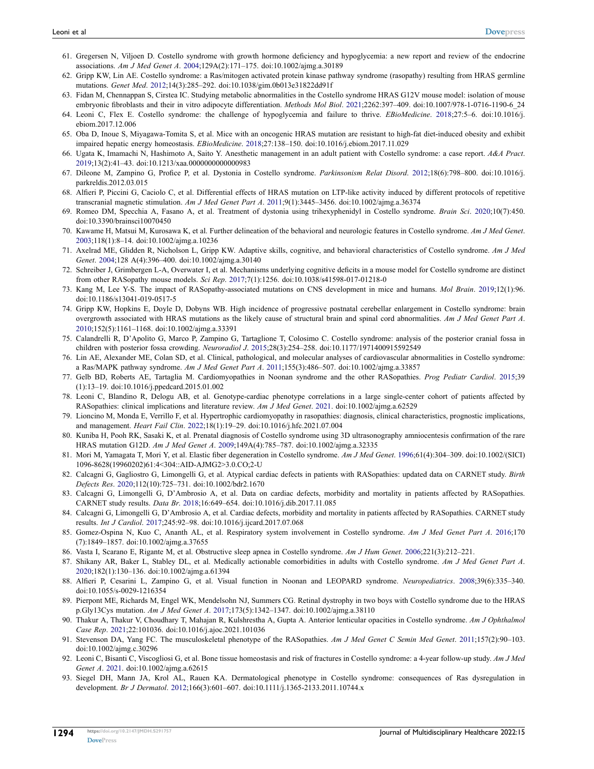61. Gregersen N, Viljoen D. Costello syndrome with growth hormone deficiency and hypoglycemia: a new report and review of the endocrine associations. *Am J Med Genet A*. 2004;129A(2):171–175. doi:10.1002/ajmg.a.30189
62. Gripp KW, Lin AE. Costello syndrome: a Ras/mitogen activated protein kinase pathway syndrome (rasopathy) resulting from HRAS germline mutations. *Genet Med*. 2012;14(3):285–292. doi:10.1038/gim.0b013e31822dd91f
63. Fidan M, Chennappan S, Cirstea IC. Studying metabolic abnormalities in the Costello syndrome HRAS G12V mouse model: isolation of mouse embryonic fibroblasts and their in vitro adipocyte differentiation. *Methods Mol Biol*. 2021;2262:397–409. doi:10.1007/978-1-0716-1190-6_24
64. Leoni C, Flex E. Costello syndrome: the challenge of hypoglycemia and failure to thrive. *EBioMedicine*. 2018;27:5–6. doi:10.1016/j.ebiom.2017.12.006
65. Oba D, Inoue S, Miyagawa-Tomita S, et al. Mice with an oncogenic HRAS mutation are resistant to high-fat diet-induced obesity and exhibit impaired hepatic energy homeostasis. *EBioMedicine*. 2018;27:138–150. doi:10.1016/j.ebiom.2017.11.029
66. Ugata K, Imamachi N, Hashimoto A, Saito Y. Anesthetic management in an adult patient with Costello syndrome: a case report. *A&A Pract*. 2019;13(2):41–43. doi:10.1213/xaa.0000000000000983
67. Dileone M, Zampino G, Profice P, et al. Dystonia in Costello syndrome. *Parkinsonism Relat Disord*. 2012;18(6):798–800. doi:10.1016/j.parkreldis.2012.03.015
68. Alfieri P, Piccini G, Caciolo C, et al. Differential effects of HRAS mutation on LTP-like activity induced by different protocols of repetitive transcranial magnetic stimulation. *Am J Med Genet Part A*. 2011;9(1):3445–3456. doi:10.1002/ajmg.a.36374
69. Romeo DM, Specchia A, Fasano A, et al. Treatment of dystonia using trihexyphenidyl in Costello syndrome. *Brain Sci*. 2020;10(7):450. doi:10.3390/brainsci10070450
70. Kawame H, Matsui M, Kurosawa K, et al. Further delineation of the behavioral and neurologic features in Costello syndrome. *Am J Med Genet*. 2003;118(1):8–14. doi:10.1002/ajmg.a.10236
71. Axelrad ME, Glidden R, Nicholson L, Gripp KW. Adaptive skills, cognitive, and behavioral characteristics of Costello syndrome. *Am J Med Genet*. 2004;128 A(4):396–400. doi:10.1002/ajmg.a.30140
72. Schreiber J, Grimbergen L-A, Overwater I, et al. Mechanisms underlying cognitive deficits in a mouse model for Costello syndrome are distinct from other RASopathy mouse models. *Sci Rep*. 2017;7(1):1256. doi:10.1038/s41598-017-01218-0
73. Kang M, Lee Y-S. The impact of RASopathy-associated mutations on CNS development in mice and humans. *Mol Brain*. 2019;12(1):96. doi:10.1186/s13041-019-0517-5
74. Gripp KW, Hopkins E, Doyle D, Dobyns WB. High incidence of progressive postnatal cerebellar enlargement in Costello syndrome: brain overgrowth associated with HRAS mutations as the likely cause of structural brain and spinal cord abnormalities. *Am J Med Genet Part A*. 2010;152(5):1161–1168. doi:10.1002/ajmg.a.33391
75. Calandrelli R, D'Apolito G, Marco P, Zampino G, Tartaglione T, Colosimo C. Costello syndrome: analysis of the posterior cranial fossa in children with posterior fossa crowding. *Neuroradiol J*. 2015;28(3):254–258. doi:10.1177/1971400915592549
76. Lin AE, Alexander ME, Colan SD, et al. Clinical, pathological, and molecular analyses of cardiovascular abnormalities in Costello syndrome: a Ras/MAPK pathway syndrome. *Am J Med Genet Part A*. 2011;155(3):486–507. doi:10.1002/ajmg.a.33857
77. Gelb BD, Roberts AE, Tartaglia M. Cardiomyopathies in Noonan syndrome and the other RASopathies. *Prog Pediatr Cardiol*. 2015;39(1):13–19. doi:10.1016/j.ppedcard.2015.01.002
78. Leoni C, Blandino R, Delogu AB, et al. Genotype-cardiac phenotype correlations in a large single-center cohort of patients affected by RASopathies: clinical implications and literature review. *Am J Med Genet*. 2021. doi:10.1002/ajmg.a.62529
79. Lioncino M, Monda E, Verrillo F, et al. Hypertrophic cardiomyopathy in rasopathies: diagnosis, clinical characteristics, prognostic implications, and management. *Heart Fail Clin*. 2022;18(1):19–29. doi:10.1016/j.hfc.2021.07.004
80. Kuniba H, Pooh RK, Sasaki K, et al. Prenatal diagnosis of Costello syndrome using 3D ultrasonography amniocentesis confirmation of the rare HRAS mutation G12D. *Am J Med Genet A*. 2009;149A(4):785–787. doi:10.1002/ajmg.a.32335
81. Mori M, Yamagata T, Mori Y, et al. Elastic fiber degeneration in Costello syndrome. *Am J Med Genet*. 1996;61(4):304–309. doi:10.1002/(SICI)1096-8628(19960202)61:4<304::AID-AJMG2>3.0.CO;2-U
82. Calcagni G, Gagliostro G, Limongelli G, et al. Atypical cardiac defects in patients with RASopathies: updated data on CARNET study. *Birth Defects Res*. 2020;112(10):725–731. doi:10.1002/bdr2.1670
83. Calcagni G, Limongelli G, D'Ambrosio A, et al. Data on cardiac defects, morbidity and mortality in patients affected by RASopathies. CARNET study results. *Data Br*. 2018;16:649–654. doi:10.1016/j.dib.2017.11.085
84. Calcagni G, Limongelli G, D'Ambrosio A, et al. Cardiac defects, morbidity and mortality in patients affected by RASopathies. CARNET study results. *Int J Cardiol*. 2017;245:92–98. doi:10.1016/j.ijcard.2017.07.068
85. Gomez-Ospina N, Kuo C, Ananth AL, et al. Respiratory system involvement in Costello syndrome. *Am J Med Genet Part A*. 2016;170(7):1849–1857. doi:10.1002/ajmg.a.37655
86. Vasta I, Scarano E, Rigante M, et al. Obstructive sleep apnea in Costello syndrome. *Am J Hum Genet*. 2006;221(3):212–221.
87. Shikany AR, Baker L, Stabley DL, et al. Medically actionable comorbidities in adults with Costello syndrome. *Am J Med Genet Part A*. 2020;182(1):130–136. doi:10.1002/ajmg.a.61394
88. Alfieri P, Cesarini L, Zampino G, et al. Visual function in Noonan and LEOPARD syndrome. *Neuropediatrics*. 2008;39(6):335–340. doi:10.1055/s-0029-1216354
89. Pierpont ME, Richards M, Engel WK, Mendelsohn NJ, Summers CG. Retinal dystrophy in two boys with Costello syndrome due to the HRAS p.Gly13Cys mutation. *Am J Med Genet A*. 2017;173(5):1342–1347. doi:10.1002/ajmg.a.38110
90. Thakur A, Thakur V, Choudhary T, Mahajan R, Kulshrestha A, Gupta A. Anterior lenticular opacities in Costello syndrome. *Am J Ophthalmol Case Rep*. 2021;22:101036. doi:10.1016/j.ajoc.2021.101036
91. Stevenson DA, Yang FC. The musculoskeletal phenotype of the RASopathies. *Am J Med Genet C Semin Med Genet*. 2011;157(2):90–103. doi:10.1002/ajmg.c.30296
92. Leoni C, Bisanti C, Viscogliosi G, et al. Bone tissue homeostasis and risk of fractures in Costello syndrome: a 4-year follow-up study. *Am J Med Genet A*. 2021. doi:10.1002/ajmg.a.62615
93. Siegel DH, Mann JA, Krol AL, Rauen KA. Dermatological phenotype in Costello syndrome: consequences of Ras dysregulation in development. *Br J Dermatol*. 2012;166(3):601–607. doi:10.1111/j.1365-2133.2011.10744.x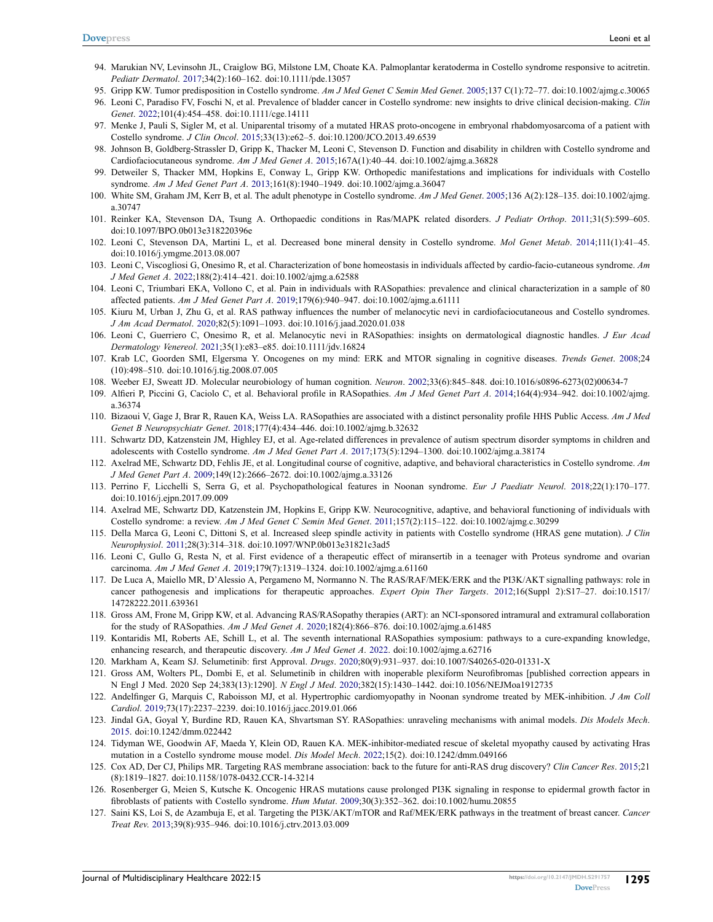94. Marukian NV, Levinsohn JL, Craiglow BG, Milstone LM, Choate KA. Palmoplantar keratoderma in Costello syndrome responsive to acitretin. *Pediatr Dermatol*. 2017;34(2):160–162. doi:10.1111/pde.13057
95. Gripp KW. Tumor predisposition in Costello syndrome. *Am J Med Genet C Semin Med Genet*. 2005;137 C(1):72–77. doi:10.1002/ajmg.c.30065
96. Leoni C, Paradiso FV, Foschi N, et al. Prevalence of bladder cancer in Costello syndrome: new insights to drive clinical decision-making. *Clin Genet*. 2022;101(4):454–458. doi:10.1111/cge.14111
97. Menke J, Pauli S, Sigler M, et al. Uniparental trisomy of a mutated HRAS proto-oncogene in embryonal rhabdomyosarcoma of a patient with Costello syndrome. *J Clin Oncol*. 2015;33(13):e62–5. doi:10.1200/JCO.2013.49.6539
98. Johnson B, Goldberg-Strassler D, Gripp K, Thacker M, Leoni C, Stevenson D. Function and disability in children with Costello syndrome and Cardiofaciocutaneous syndrome. *Am J Med Genet A*. 2015;167A(1):40–44. doi:10.1002/ajmg.a.36828
99. Detweiler S, Thacker MM, Hopkins E, Conway L, Gripp KW. Orthopedic manifestations and implications for individuals with Costello syndrome. *Am J Med Genet Part A*. 2013;161(8):1940–1949. doi:10.1002/ajmg.a.36047
100. White SM, Graham JM, Kerr B, et al. The adult phenotype in Costello syndrome. *Am J Med Genet*. 2005;136 A(2):128–135. doi:10.1002/ajmg.a.30747
101. Reinker KA, Stevenson DA, Tsung A. Orthopaedic conditions in Ras/MAPK related disorders. *J Pediatr Orthop*. 2011;31(5):599–605. doi:10.1097/BPO.0b013e318220396e
102. Leoni C, Stevenson DA, Martini L, et al. Decreased bone mineral density in Costello syndrome. *Mol Genet Metab*. 2014;111(1):41–45. doi:10.1016/j.ymgme.2013.08.007
103. Leoni C, Viscogliosi G, Onesimo R, et al. Characterization of bone homeostasis in individuals affected by cardio-facio-cutaneous syndrome. *Am J Med Genet A*. 2022;188(2):414–421. doi:10.1002/ajmg.a.62588
104. Leoni C, Triumbari EKA, Vollono C, et al. Pain in individuals with RASopathies: prevalence and clinical characterization in a sample of 80 affected patients. *Am J Med Genet Part A*. 2019;179(6):940–947. doi:10.1002/ajmg.a.61111
105. Kiuru M, Urban J, Zhu G, et al. RAS pathway influences the number of melanocytic nevi in cardiofaciocutaneous and Costello syndromes. *J Am Acad Dermatol*. 2020;82(5):1091–1093. doi:10.1016/j.jaad.2020.01.038
106. Leoni C, Guerriero C, Onesimo R, et al. Melanocytic nevi in RASopathies: insights on dermatological diagnostic handles. *J Eur Acad Dermatology Venereol*. 2021;35(1):e83–e85. doi:10.1111/jdv.16824
107. Krab LC, Goorden SMI, Elgersma Y. Oncogenes on my mind: ERK and MTOR signaling in cognitive diseases. *Trends Genet*. 2008;24(10):498–510. doi:10.1016/j.tig.2008.07.005
108. Weeber EJ, Sweatt JD. Molecular neurobiology of human cognition. *Neuron*. 2002;33(6):845–848. doi:10.1016/s0896-6273(02)00634-7
109. Alfieri P, Piccini G, Caciolo C, et al. Behavioral profile in RASopathies. *Am J Med Genet Part A*. 2014;164(4):934–942. doi:10.1002/ajmg.a.36374
110. Bizaoui V, Gage J, Brar R, Rauen KA, Weiss LA. RASopathies are associated with a distinct personality profile HHS Public Access. *Am J Med Genet B Neuropsychiatr Genet*. 2018;177(4):434–446. doi:10.1002/ajmg.b.32632
111. Schwartz DD, Katzenstein JM, Highley EJ, et al. Age-related differences in prevalence of autism spectrum disorder symptoms in children and adolescents with Costello syndrome. *Am J Med Genet A*. 2017;173(5):1294–1300. doi:10.1002/ajmg.a.38174
112. Axelrad ME, Schwartz DD, Fehlis JE, et al. Longitudinal course of cognitive, adaptive, and behavioral characteristics in Costello syndrome. *Am J Med Genet Part A*. 2009;149(12):2666–2672. doi:10.1002/ajmg.a.33126
113. Perrino F, Licchelli S, Serra G, et al. Psychopathological features in Noonan syndrome. *Eur J Paediatr Neurol*. 2018;22(1):170–177. doi:10.1016/j.ejpn.2017.09.009
114. Axelrad ME, Schwartz DD, Katzenstein JM, Hopkins E, Gripp KW. Neurocognitive, adaptive, and behavioral functioning of individuals with Costello syndrome: a review. *Am J Med Genet C Semin Med Genet*. 2011;157(2):115–122. doi:10.1002/ajmg.c.30299
115. Della Marca G, Leoni C, Dittoni S, et al. Increased sleep spindle activity in patients with Costello syndrome (HRAS gene mutation). *J Clin Neurophysiol*. 2011;28(3):314–318. doi:10.1097/WNP.0b013e31821c3ad5
116. Leoni C, Gullo G, Resta N, et al. First evidence of a therapeutic effect of miransertib in a teenager with Proteus syndrome and ovarian carcinoma. *Am J Med Genet A*. 2019;179(7):1319–1324. doi:10.1002/ajmg.a.61160
117. De Luca A, Maiello MR, D'Alessio A, Pergameno M, Normanno N. The RAS/RAF/MEK/ERK and the PI3K/AKT signalling pathways: role in cancer pathogenesis and implications for therapeutic approaches. *Expert Opin Ther Targets*. 2012;16(Suppl 2):S17–27. doi:10.1517/14728222.2011.639361
118. Gross AM, Frone M, Gripp KW, et al. Advancing RAS/RASopathy therapies (ART): an NCI-sponsored intramural and extramural collaboration for the study of RASopathies. *Am J Med Genet A*. 2020;182(4):866–876. doi:10.1002/ajmg.a.61485
119. Kontaridis MI, Roberts AE, Schill L, et al. The seventh international RASopathies symposium: pathways to a cure-expanding knowledge, enhancing research, and therapeutic discovery. *Am J Med Genet A*. 2022. doi:10.1002/ajmg.a.62716
120. Markham A, Keam SJ. Selumetinib: first Approval. *Drugs*. 2020;80(9):931–937. doi:10.1007/S40265-020-01331-X
121. Gross AM, Wolters PL, Dombi E, et al. Selumetinib in children with inoperable plexiform Neurofibromas [published correction appears in N Engl J Med. 2020 Sep 24;383(13):1290]. *N Engl J Med*. 2020;382(15):1430–1442. doi:10.1056/NEJMoa1912735
122. Andelfinger G, Marquis C, Raboisson MJ, et al. Hypertrophic cardiomyopathy in Noonan syndrome treated by MEK-inhibition. *J Am Coll Cardiol*. 2019;73(17):2237–2239. doi:10.1016/j.jacc.2019.01.066
123. Jindal GA, Goyal Y, Burdine RD, Rauen KA, Shvartsman SY. RASopathies: unraveling mechanisms with animal models. *Dis Models Mech*. 2015. doi:10.1242/dmm.022442
124. Tidyman WE, Goodwin AF, Maeda Y, Klein OD, Rauen KA. MEK-inhibitor-mediated rescue of skeletal myopathy caused by activating Hras mutation in a Costello syndrome mouse model. *Dis Model Mech*. 2022;15(2). doi:10.1242/dmm.049166
125. Cox AD, Der CJ, Philips MR. Targeting RAS membrane association: back to the future for anti-RAS drug discovery? *Clin Cancer Res*. 2015;21(8):1819–1827. doi:10.1158/1078-0432.CCR-14-3214
126. Rosenberger G, Meien S, Kutsche K. Oncogenic HRAS mutations cause prolonged PI3K signaling in response to epidermal growth factor in fibroblasts of patients with Costello syndrome. *Hum Mutat*. 2009;30(3):352–362. doi:10.1002/humu.20855
127. Saini KS, Loi S, de Azambuja E, et al. Targeting the PI3K/AKT/mTOR and Raf/MEK/ERK pathways in the treatment of breast cancer. *Cancer Treat Rev*. 2013;39(8):935–946. doi:10.1016/j.ctrv.2013.03.009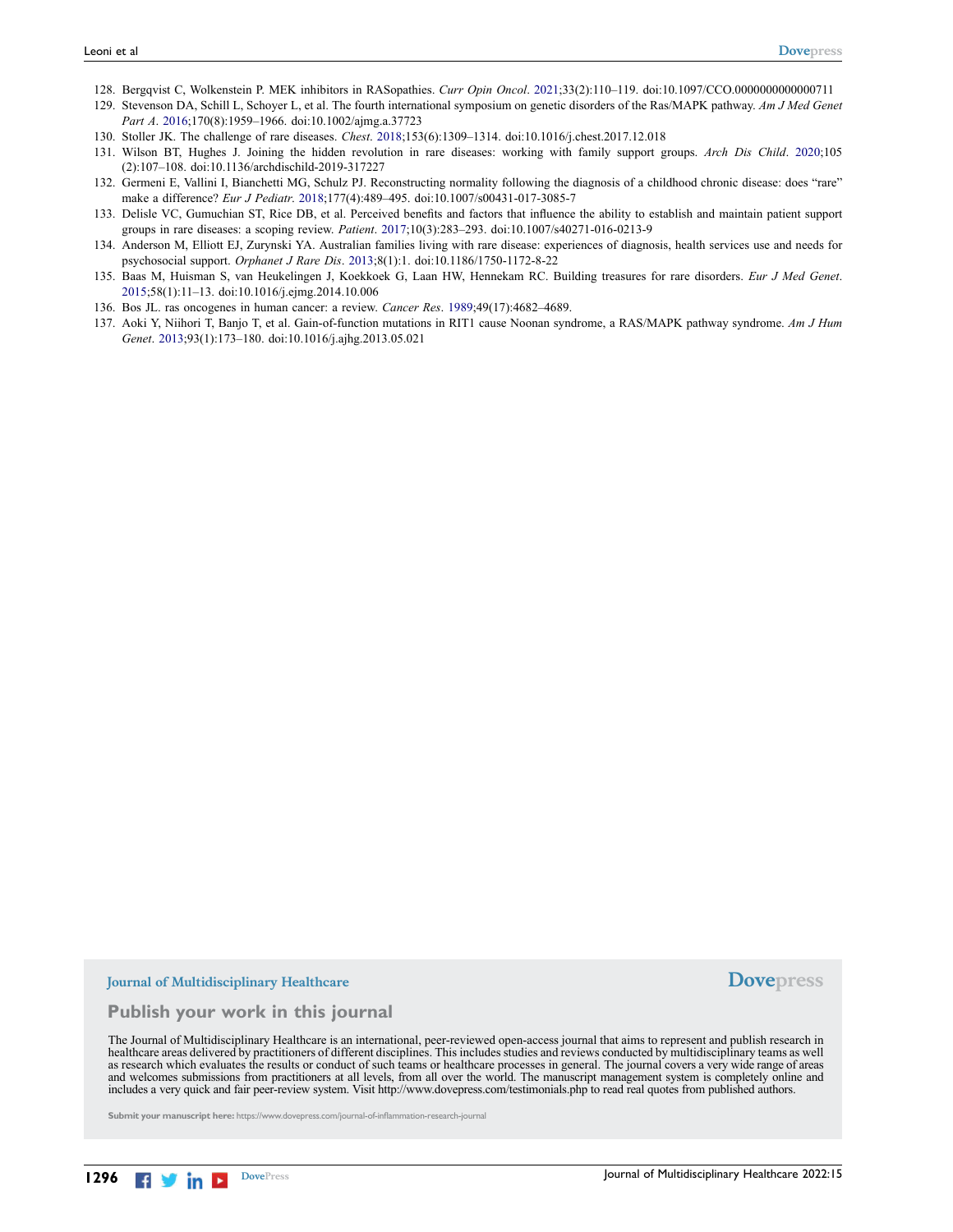128. Bergqvist C, Wolkenstein P. MEK inhibitors in RASopathies. *Curr Opin Oncol*. 2021;33(2):110–119. doi:10.1097/CCO.0000000000000711
129. Stevenson DA, Schill L, Schoyer L, et al. The fourth international symposium on genetic disorders of the Ras/MAPK pathway. *Am J Med Genet Part A*. 2016;170(8):1959–1966. doi:10.1002/ajmg.a.37723
130. Stoller JK. The challenge of rare diseases. *Chest*. 2018;153(6):1309–1314. doi:10.1016/j.chest.2017.12.018
131. Wilson BT, Hughes J. Joining the hidden revolution in rare diseases: working with family support groups. *Arch Dis Child*. 2020;105(2):107–108. doi:10.1136/archdischild-2019-317227
132. Germeni E, Vallini I, Bianchetti MG, Schulz PJ. Reconstructing normality following the diagnosis of a childhood chronic disease: does "rare" make a difference? *Eur J Pediatr*. 2018;177(4):489–495. doi:10.1007/s00431-017-3085-7
133. Delisle VC, Gumuchian ST, Rice DB, et al. Perceived benefits and factors that influence the ability to establish and maintain patient support groups in rare diseases: a scoping review. *Patient*. 2017;10(3):283–293. doi:10.1007/s40271-016-0213-9
134. Anderson M, Elliott EJ, Zurynski YA. Australian families living with rare disease: experiences of diagnosis, health services use and needs for psychosocial support. *Orphanet J Rare Dis*. 2013;8(1):1. doi:10.1186/1750-1172-8-22
135. Baas M, Huisman S, van Heukelingen J, Koekkoek G, Laan HW, Hennekam RC. Building treasures for rare disorders. *Eur J Med Genet*. 2015;58(1):11–13. doi:10.1016/j.ejmg.2014.10.006
136. Bos JL. ras oncogenes in human cancer: a review. *Cancer Res*. 1989;49(17):4682–4689.
137. Aoki Y, Niihori T, Banjo T, et al. Gain-of-function mutations in RIT1 cause Noonan syndrome, a RAS/MAPK pathway syndrome. *Am J Hum Genet*. 2013;93(1):173–180. doi:10.1016/j.ajhg.2013.05.021

**Journal of Multidisciplinary Healthcare**

## Publish your work in this journal

The Journal of Multidisciplinary Healthcare is an international, peer-reviewed open-access journal that aims to represent and publish research in healthcare areas delivered by practitioners of different disciplines. This includes studies and reviews conducted by multidisciplinary teams as well as research which evaluates the results or conduct of such teams or healthcare processes in general. The journal covers a very wide range of areas and welcomes submissions from practitioners at all levels, from all over the world. The manuscript management system is completely online and includes a very quick and fair peer-review system. Visit http://www.dovepress.com/testimonials.php to read real quotes from published authors.

**Submit your manuscript here:** https://www.dovepress.com/journal-of-inflammation-research-journal